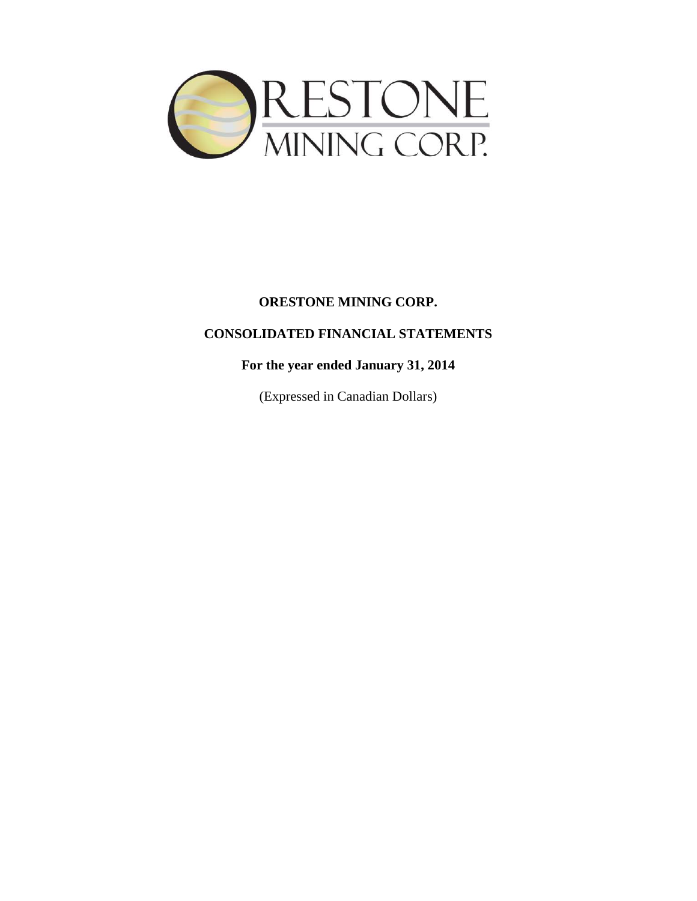# ORESTONE MINING CORP.

## CONSOLIDATED FINANCIAL STATEMENTS

**For the year ended January 31, 2014**

(Expressed in Canadian Dollars)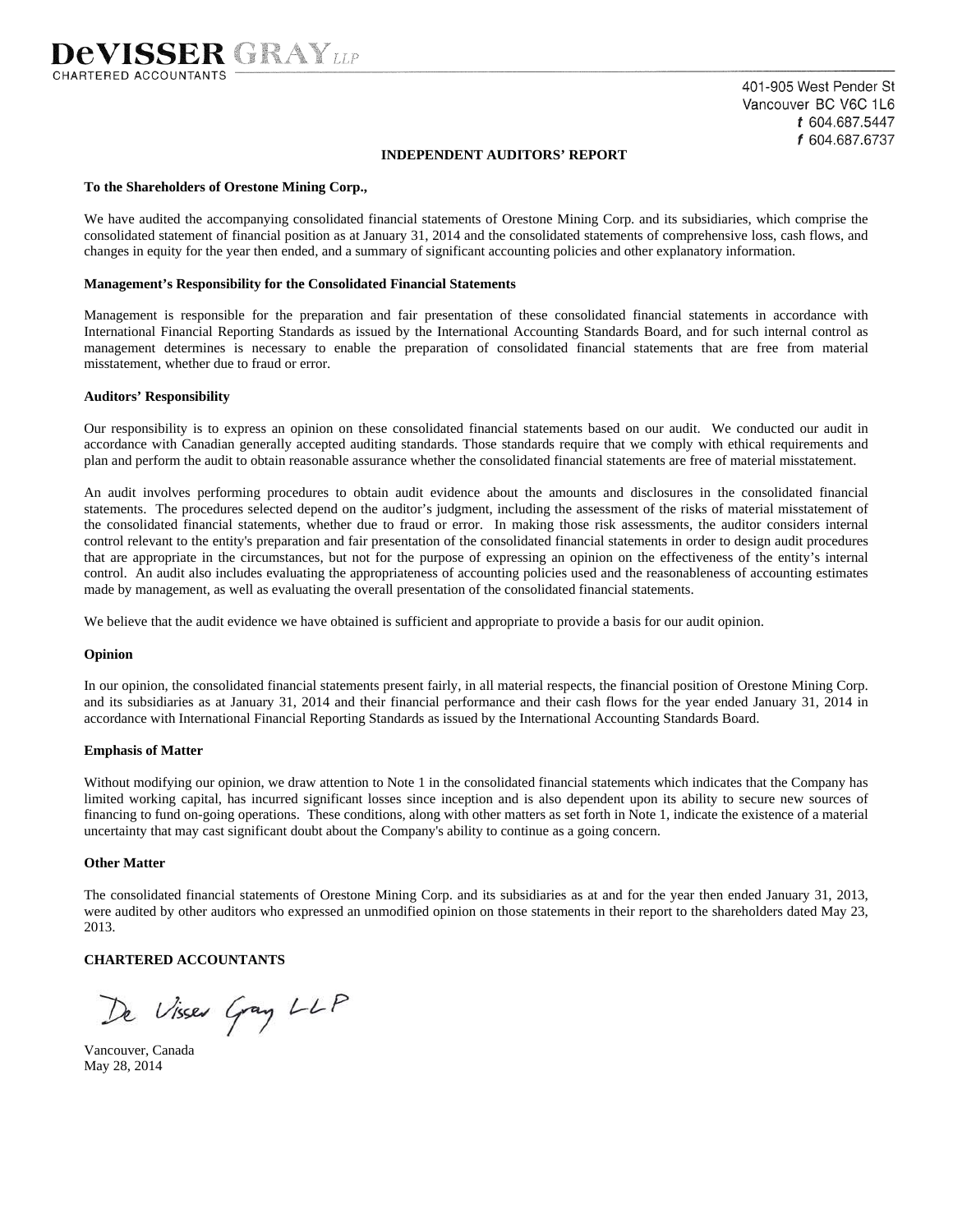**DeVISSER GRAY LLP**
CHARTERED ACCOUNTANTS

401-905 West Pender St
Vancouver BC V6C 1L6
t 604.687.5447
f 604.687.6737

# INDEPENDENT AUDITORS' REPORT

**To the Shareholders of Orestone Mining Corp.,**

We have audited the accompanying consolidated financial statements of Orestone Mining Corp. and its subsidiaries, which comprise the consolidated statement of financial position as at January 31, 2014 and the consolidated statements of comprehensive loss, cash flows, and changes in equity for the year then ended, and a summary of significant accounting policies and other explanatory information.

**Management's Responsibility for the Consolidated Financial Statements**

Management is responsible for the preparation and fair presentation of these consolidated financial statements in accordance with International Financial Reporting Standards as issued by the International Accounting Standards Board, and for such internal control as management determines is necessary to enable the preparation of consolidated financial statements that are free from material misstatement, whether due to fraud or error.

**Auditors' Responsibility**

Our responsibility is to express an opinion on these consolidated financial statements based on our audit. We conducted our audit in accordance with Canadian generally accepted auditing standards. Those standards require that we comply with ethical requirements and plan and perform the audit to obtain reasonable assurance whether the consolidated financial statements are free of material misstatement.

An audit involves performing procedures to obtain audit evidence about the amounts and disclosures in the consolidated financial statements. The procedures selected depend on the auditor's judgment, including the assessment of the risks of material misstatement of the consolidated financial statements, whether due to fraud or error. In making those risk assessments, the auditor considers internal control relevant to the entity's preparation and fair presentation of the consolidated financial statements in order to design audit procedures that are appropriate in the circumstances, but not for the purpose of expressing an opinion on the effectiveness of the entity's internal control. An audit also includes evaluating the appropriateness of accounting policies used and the reasonableness of accounting estimates made by management, as well as evaluating the overall presentation of the consolidated financial statements.

We believe that the audit evidence we have obtained is sufficient and appropriate to provide a basis for our audit opinion.

**Opinion**

In our opinion, the consolidated financial statements present fairly, in all material respects, the financial position of Orestone Mining Corp. and its subsidiaries as at January 31, 2014 and their financial performance and their cash flows for the year ended January 31, 2014 in accordance with International Financial Reporting Standards as issued by the International Accounting Standards Board.

**Emphasis of Matter**

Without modifying our opinion, we draw attention to Note 1 in the consolidated financial statements which indicates that the Company has limited working capital, has incurred significant losses since inception and is also dependent upon its ability to secure new sources of financing to fund on-going operations. These conditions, along with other matters as set forth in Note 1, indicate the existence of a material uncertainty that may cast significant doubt about the Company's ability to continue as a going concern.

**Other Matter**

The consolidated financial statements of Orestone Mining Corp. and its subsidiaries as at and for the year then ended January 31, 2013, were audited by other auditors who expressed an unmodified opinion on those statements in their report to the shareholders dated May 23, 2013.

**CHARTERED ACCOUNTANTS**

De Visser Gray LLP

Vancouver, Canada
May 28, 2014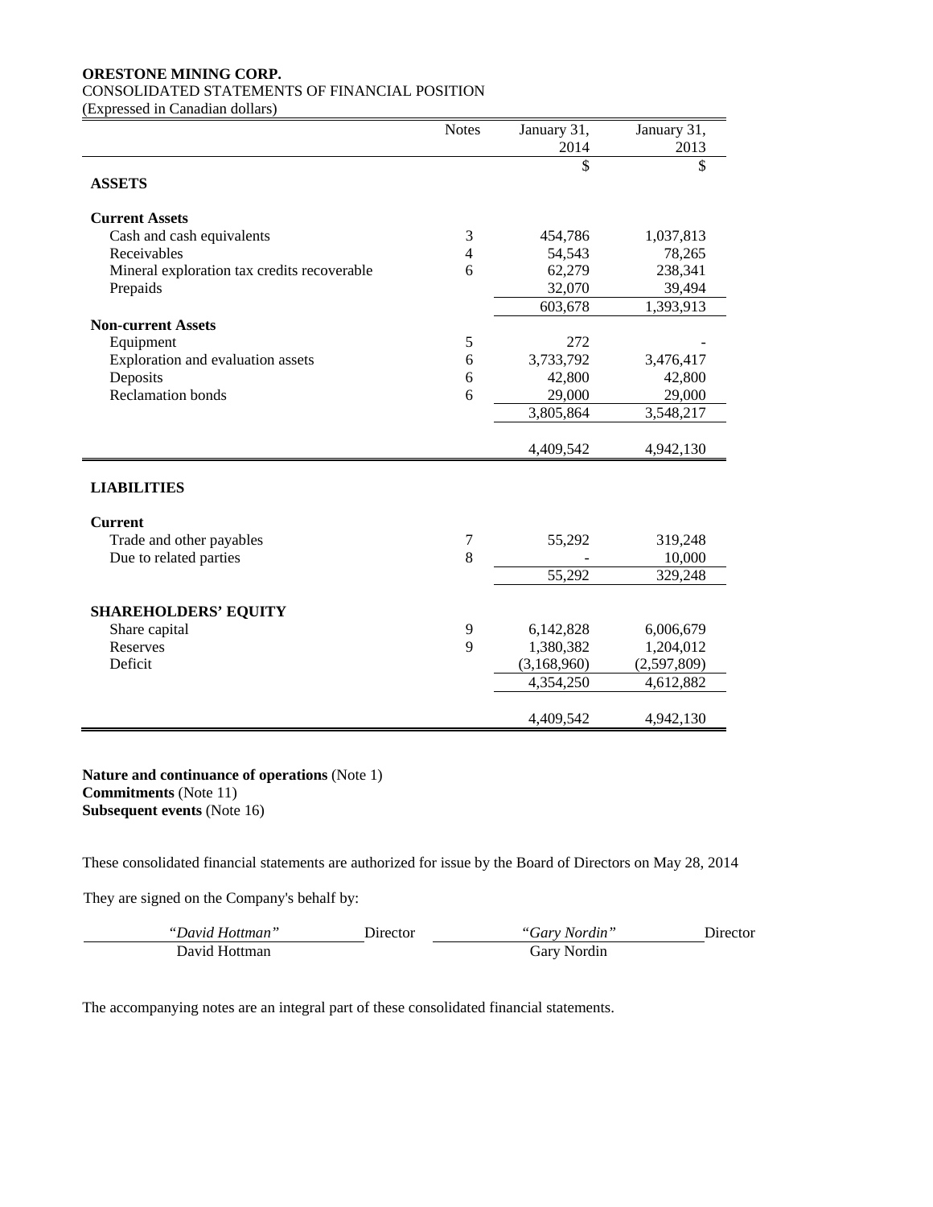**ORESTONE MINING CORP.**
CONSOLIDATED STATEMENTS OF FINANCIAL POSITION
(Expressed in Canadian dollars)

| | Notes | January 31, 2014 | January 31, 2013 |
|---|---|---|---|
| | | $ | $ |
| **ASSETS** | | | |
| **Current Assets** | | | |
| Cash and cash equivalents | 3 | 454,786 | 1,037,813 |
| Receivables | 4 | 54,543 | 78,265 |
| Mineral exploration tax credits recoverable | 6 | 62,279 | 238,341 |
| Prepaids | | 32,070 | 39,494 |
| | | 603,678 | 1,393,913 |
| **Non-current Assets** | | | |
| Equipment | 5 | 272 | - |
| Exploration and evaluation assets | 6 | 3,733,792 | 3,476,417 |
| Deposits | 6 | 42,800 | 42,800 |
| Reclamation bonds | 6 | 29,000 | 29,000 |
| | | 3,805,864 | 3,548,217 |
| | | 4,409,542 | 4,942,130 |
| **LIABILITIES** | | | |
| **Current** | | | |
| Trade and other payables | 7 | 55,292 | 319,248 |
| Due to related parties | 8 | - | 10,000 |
| | | 55,292 | 329,248 |
| **SHAREHOLDERS' EQUITY** | | | |
| Share capital | 9 | 6,142,828 | 6,006,679 |
| Reserves | 9 | 1,380,382 | 1,204,012 |
| Deficit | | (3,168,960) | (2,597,809) |
| | | 4,354,250 | 4,612,882 |
| | | 4,409,542 | 4,942,130 |

**Nature and continuance of operations** (Note 1)
**Commitments** (Note 11)
**Subsequent events** (Note 16)

These consolidated financial statements are authorized for issue by the Board of Directors on May 28, 2014

They are signed on the Company's behalf by:

| *"David Hottman"* | Director | *"Gary Nordin"* | Director |
|---|---|---|---|
| David Hottman | | Gary Nordin | |

The accompanying notes are an integral part of these consolidated financial statements.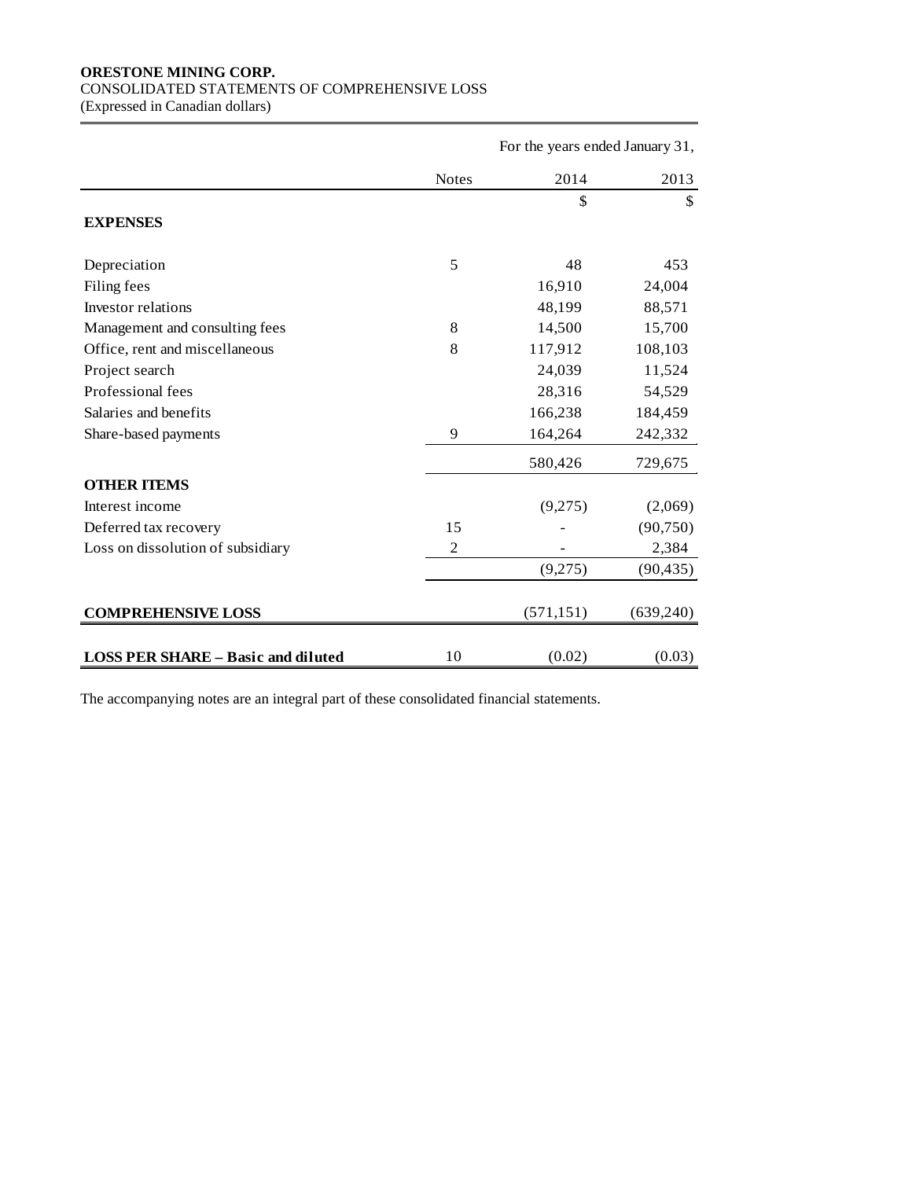**ORESTONE MINING CORP.**
CONSOLIDATED STATEMENTS OF COMPREHENSIVE LOSS
(Expressed in Canadian dollars)

| | | For the years ended January 31, | |
|---|---|---|---|
| | Notes | 2014 | 2013 |
| | | $ | $ |
| **EXPENSES** | | | |
| Depreciation | 5 | 48 | 453 |
| Filing fees | | 16,910 | 24,004 |
| Investor relations | | 48,199 | 88,571 |
| Management and consulting fees | 8 | 14,500 | 15,700 |
| Office, rent and miscellaneous | 8 | 117,912 | 108,103 |
| Project search | | 24,039 | 11,524 |
| Professional fees | | 28,316 | 54,529 |
| Salaries and benefits | | 166,238 | 184,459 |
| Share-based payments | 9 | 164,264 | 242,332 |
| | | 580,426 | 729,675 |
| **OTHER ITEMS** | | | |
| Interest income | | (9,275) | (2,069) |
| Deferred tax recovery | 15 | - | (90,750) |
| Loss on dissolution of subsidiary | 2 | - | 2,384 |
| | | (9,275) | (90,435) |
| **COMPREHENSIVE LOSS** | | (571,151) | (639,240) |
| **LOSS PER SHARE – Basic and diluted** | 10 | (0.02) | (0.03) |

The accompanying notes are an integral part of these consolidated financial statements.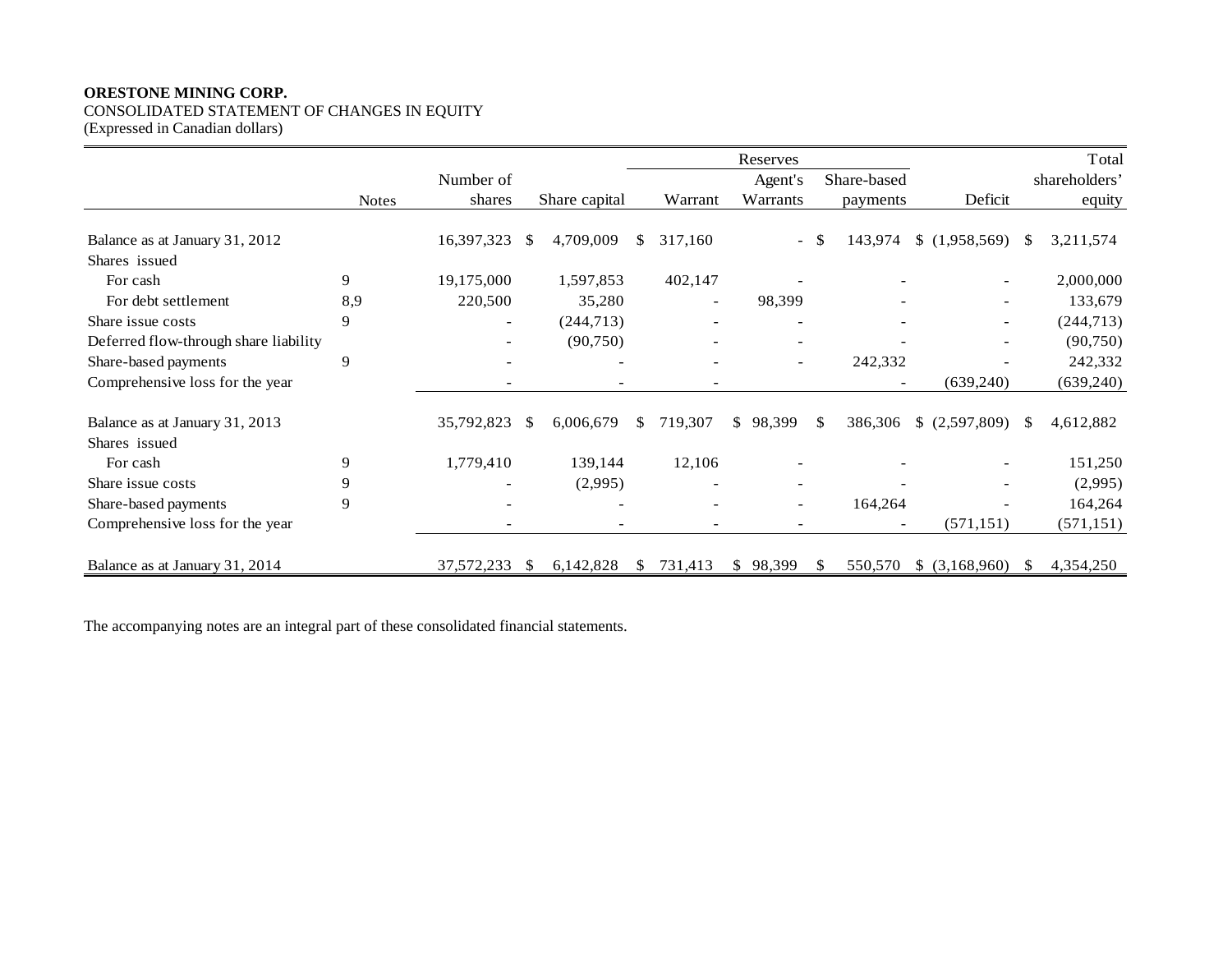**ORESTONE MINING CORP.**
CONSOLIDATED STATEMENT OF CHANGES IN EQUITY
(Expressed in Canadian dollars)

| | Notes | Number of shares | Share capital | Reserves: Warrant | Reserves: Agent's Warrants | Reserves: Share-based payments | Deficit | Total shareholders' equity |
|---|---|---|---|---|---|---|---|---|
| Balance as at January 31, 2012 | | 16,397,323 | $ 4,709,009 | $ 317,160 | - | $ 143,974 | $ (1,958,569) | $ 3,211,574 |
| Shares issued | | | | | | | | |
| For cash | 9 | 19,175,000 | 1,597,853 | 402,147 | - | - | - | 2,000,000 |
| For debt settlement | 8,9 | 220,500 | 35,280 | - | 98,399 | - | - | 133,679 |
| Share issue costs | 9 | - | (244,713) | - | - | - | - | (244,713) |
| Deferred flow-through share liability | | - | (90,750) | - | - | - | - | (90,750) |
| Share-based payments | 9 | - | - | - | - | 242,332 | - | 242,332 |
| Comprehensive loss for the year | | - | - | - | | - | (639,240) | (639,240) |
| Balance as at January 31, 2013 | | 35,792,823 | $ 6,006,679 | $ 719,307 | $ 98,399 | $ 386,306 | $ (2,597,809) | $ 4,612,882 |
| Shares issued | | | | | | | | |
| For cash | 9 | 1,779,410 | 139,144 | 12,106 | - | - | - | 151,250 |
| Share issue costs | 9 | - | (2,995) | - | - | - | - | (2,995) |
| Share-based payments | 9 | - | - | - | - | 164,264 | - | 164,264 |
| Comprehensive loss for the year | | - | - | - | - | - | (571,151) | (571,151) |
| Balance as at January 31, 2014 | | 37,572,233 | $ 6,142,828 | $ 731,413 | $ 98,399 | $ 550,570 | $ (3,168,960) | $ 4,354,250 |

The accompanying notes are an integral part of these consolidated financial statements.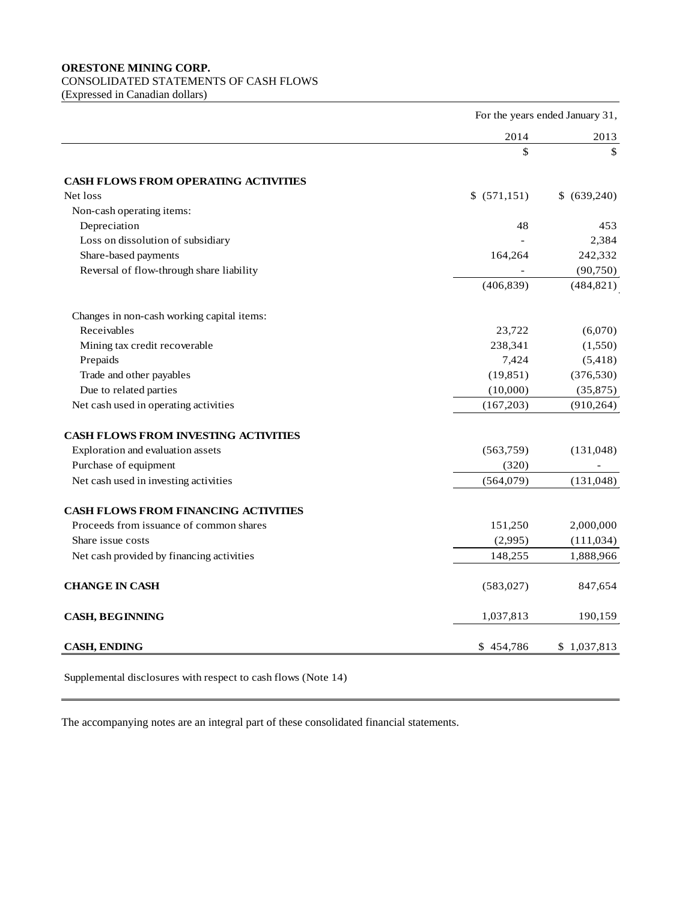**ORESTONE MINING CORP.**
CONSOLIDATED STATEMENTS OF CASH FLOWS
(Expressed in Canadian dollars)

| | For the years ended January 31, | |
|---|---|---|
| | 2014 | 2013 |
| | $ | $ |
| **CASH FLOWS FROM OPERATING ACTIVITIES** | | |
| Net loss | $ (571,151) | $ (639,240) |
| Non-cash operating items: | | |
| Depreciation | 48 | 453 |
| Loss on dissolution of subsidiary | - | 2,384 |
| Share-based payments | 164,264 | 242,332 |
| Reversal of flow-through share liability | - | (90,750) |
| | (406,839) | (484,821) |
| Changes in non-cash working capital items: | | |
| Receivables | 23,722 | (6,070) |
| Mining tax credit recoverable | 238,341 | (1,550) |
| Prepaids | 7,424 | (5,418) |
| Trade and other payables | (19,851) | (376,530) |
| Due to related parties | (10,000) | (35,875) |
| Net cash used in operating activities | (167,203) | (910,264) |
| **CASH FLOWS FROM INVESTING ACTIVITIES** | | |
| Exploration and evaluation assets | (563,759) | (131,048) |
| Purchase of equipment | (320) | - |
| Net cash used in investing activities | (564,079) | (131,048) |
| **CASH FLOWS FROM FINANCING ACTIVITIES** | | |
| Proceeds from issuance of common shares | 151,250 | 2,000,000 |
| Share issue costs | (2,995) | (111,034) |
| Net cash provided by financing activities | 148,255 | 1,888,966 |
| **CHANGE IN CASH** | (583,027) | 847,654 |
| **CASH, BEGINNING** | 1,037,813 | 190,159 |
| **CASH, ENDING** | $ 454,786 | $ 1,037,813 |

Supplemental disclosures with respect to cash flows (Note 14)

The accompanying notes are an integral part of these consolidated financial statements.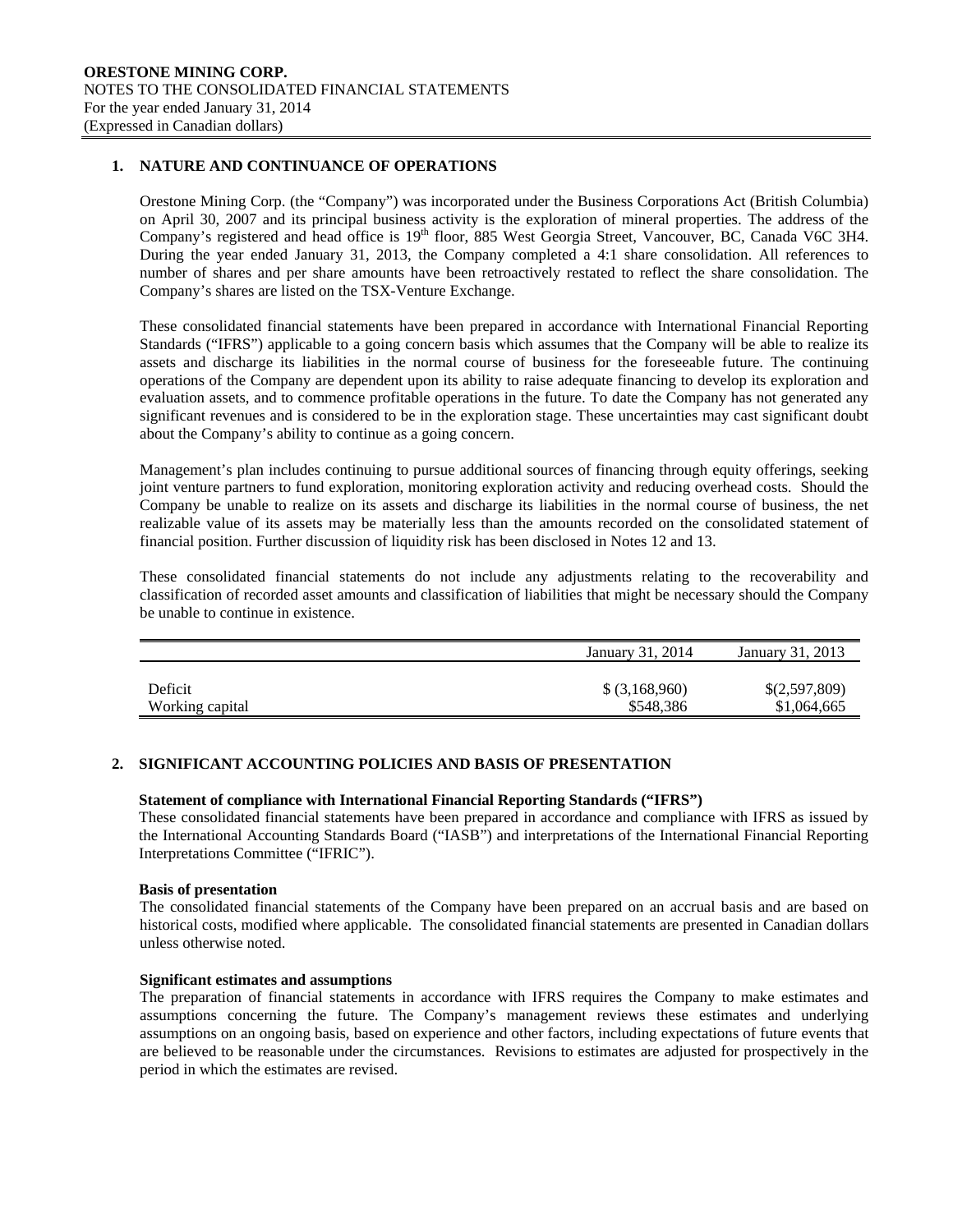**ORESTONE MINING CORP.**
NOTES TO THE CONSOLIDATED FINANCIAL STATEMENTS
For the year ended January 31, 2014
(Expressed in Canadian dollars)

## 1. NATURE AND CONTINUANCE OF OPERATIONS

Orestone Mining Corp. (the "Company") was incorporated under the Business Corporations Act (British Columbia) on April 30, 2007 and its principal business activity is the exploration of mineral properties. The address of the Company's registered and head office is 19th floor, 885 West Georgia Street, Vancouver, BC, Canada V6C 3H4. During the year ended January 31, 2013, the Company completed a 4:1 share consolidation. All references to number of shares and per share amounts have been retroactively restated to reflect the share consolidation. The Company's shares are listed on the TSX-Venture Exchange.

These consolidated financial statements have been prepared in accordance with International Financial Reporting Standards ("IFRS") applicable to a going concern basis which assumes that the Company will be able to realize its assets and discharge its liabilities in the normal course of business for the foreseeable future. The continuing operations of the Company are dependent upon its ability to raise adequate financing to develop its exploration and evaluation assets, and to commence profitable operations in the future. To date the Company has not generated any significant revenues and is considered to be in the exploration stage. These uncertainties may cast significant doubt about the Company's ability to continue as a going concern.

Management's plan includes continuing to pursue additional sources of financing through equity offerings, seeking joint venture partners to fund exploration, monitoring exploration activity and reducing overhead costs. Should the Company be unable to realize on its assets and discharge its liabilities in the normal course of business, the net realizable value of its assets may be materially less than the amounts recorded on the consolidated statement of financial position. Further discussion of liquidity risk has been disclosed in Notes 12 and 13.

These consolidated financial statements do not include any adjustments relating to the recoverability and classification of recorded asset amounts and classification of liabilities that might be necessary should the Company be unable to continue in existence.

| | January 31, 2014 | January 31, 2013 |
|---|---|---|
| Deficit | $ (3,168,960) | $(2,597,809) |
| Working capital | $548,386 | $1,064,665 |

## 2. SIGNIFICANT ACCOUNTING POLICIES AND BASIS OF PRESENTATION

**Statement of compliance with International Financial Reporting Standards ("IFRS")**

These consolidated financial statements have been prepared in accordance and compliance with IFRS as issued by the International Accounting Standards Board ("IASB") and interpretations of the International Financial Reporting Interpretations Committee ("IFRIC").

**Basis of presentation**

The consolidated financial statements of the Company have been prepared on an accrual basis and are based on historical costs, modified where applicable. The consolidated financial statements are presented in Canadian dollars unless otherwise noted.

**Significant estimates and assumptions**

The preparation of financial statements in accordance with IFRS requires the Company to make estimates and assumptions concerning the future. The Company's management reviews these estimates and underlying assumptions on an ongoing basis, based on experience and other factors, including expectations of future events that are believed to be reasonable under the circumstances. Revisions to estimates are adjusted for prospectively in the period in which the estimates are revised.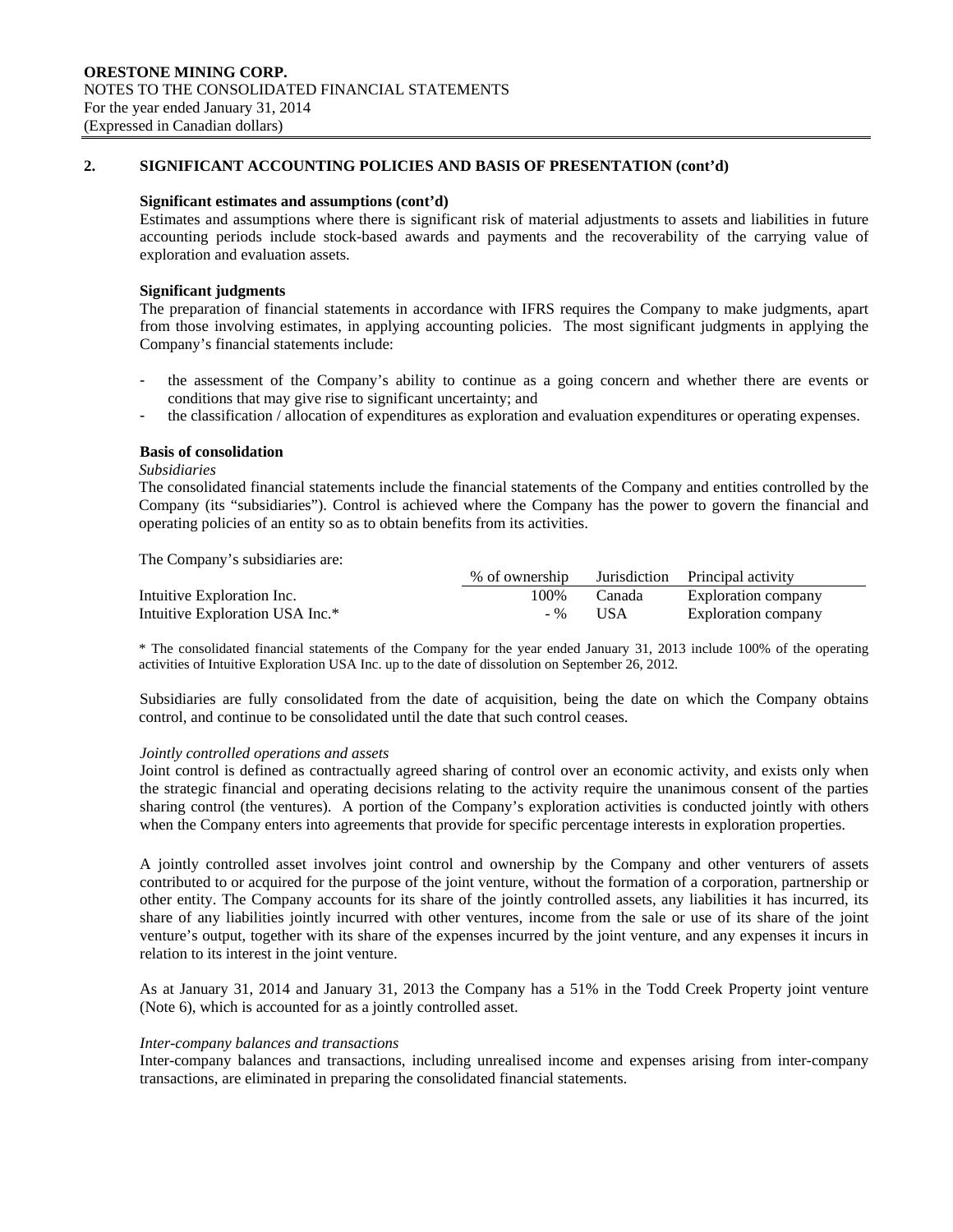## 2. SIGNIFICANT ACCOUNTING POLICIES AND BASIS OF PRESENTATION (cont'd)

**Significant estimates and assumptions (cont'd)**

Estimates and assumptions where there is significant risk of material adjustments to assets and liabilities in future accounting periods include stock-based awards and payments and the recoverability of the carrying value of exploration and evaluation assets.

**Significant judgments**

The preparation of financial statements in accordance with IFRS requires the Company to make judgments, apart from those involving estimates, in applying accounting policies. The most significant judgments in applying the Company's financial statements include:

- the assessment of the Company's ability to continue as a going concern and whether there are events or conditions that may give rise to significant uncertainty; and
- the classification / allocation of expenditures as exploration and evaluation expenditures or operating expenses.

**Basis of consolidation**

*Subsidiaries*

The consolidated financial statements include the financial statements of the Company and entities controlled by the Company (its "subsidiaries"). Control is achieved where the Company has the power to govern the financial and operating policies of an entity so as to obtain benefits from its activities.

The Company's subsidiaries are:

| | % of ownership | Jurisdiction | Principal activity |
|---|---|---|---|
| Intuitive Exploration Inc. | 100% | Canada | Exploration company |
| Intuitive Exploration USA Inc.* | - % | USA | Exploration company |

\* The consolidated financial statements of the Company for the year ended January 31, 2013 include 100% of the operating activities of Intuitive Exploration USA Inc. up to the date of dissolution on September 26, 2012.

Subsidiaries are fully consolidated from the date of acquisition, being the date on which the Company obtains control, and continue to be consolidated until the date that such control ceases.

*Jointly controlled operations and assets*

Joint control is defined as contractually agreed sharing of control over an economic activity, and exists only when the strategic financial and operating decisions relating to the activity require the unanimous consent of the parties sharing control (the ventures). A portion of the Company's exploration activities is conducted jointly with others when the Company enters into agreements that provide for specific percentage interests in exploration properties.

A jointly controlled asset involves joint control and ownership by the Company and other venturers of assets contributed to or acquired for the purpose of the joint venture, without the formation of a corporation, partnership or other entity. The Company accounts for its share of the jointly controlled assets, any liabilities it has incurred, its share of any liabilities jointly incurred with other ventures, income from the sale or use of its share of the joint venture's output, together with its share of the expenses incurred by the joint venture, and any expenses it incurs in relation to its interest in the joint venture.

As at January 31, 2014 and January 31, 2013 the Company has a 51% in the Todd Creek Property joint venture (Note 6), which is accounted for as a jointly controlled asset.

*Inter-company balances and transactions*

Inter-company balances and transactions, including unrealised income and expenses arising from inter-company transactions, are eliminated in preparing the consolidated financial statements.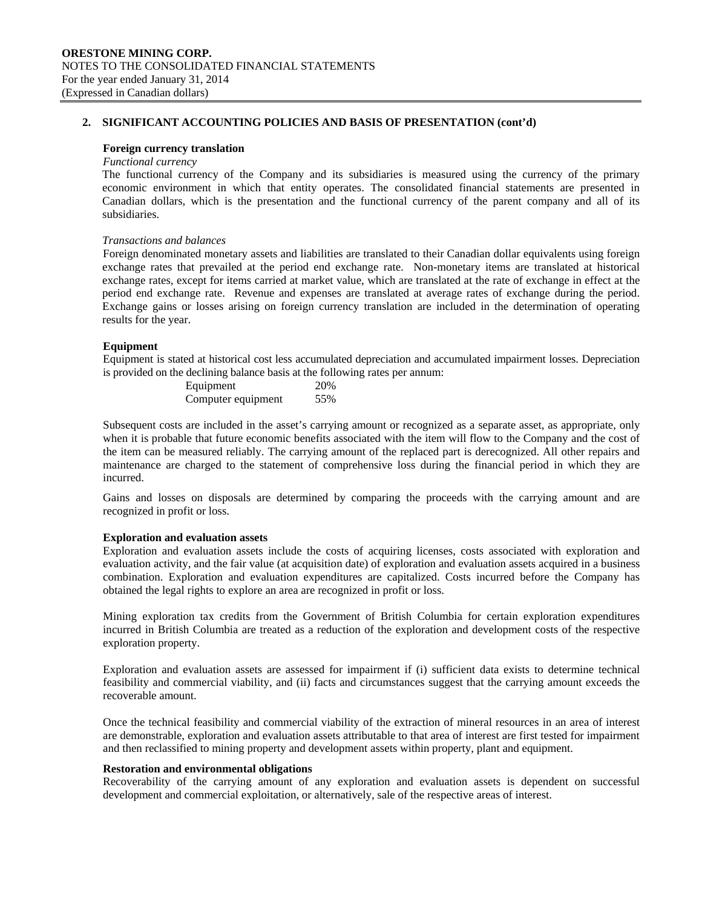## 2. SIGNIFICANT ACCOUNTING POLICIES AND BASIS OF PRESENTATION (cont'd)

### Foreign currency translation

*Functional currency*

The functional currency of the Company and its subsidiaries is measured using the currency of the primary economic environment in which that entity operates. The consolidated financial statements are presented in Canadian dollars, which is the presentation and the functional currency of the parent company and all of its subsidiaries.

*Transactions and balances*

Foreign denominated monetary assets and liabilities are translated to their Canadian dollar equivalents using foreign exchange rates that prevailed at the period end exchange rate. Non-monetary items are translated at historical exchange rates, except for items carried at market value, which are translated at the rate of exchange in effect at the period end exchange rate. Revenue and expenses are translated at average rates of exchange during the period. Exchange gains or losses arising on foreign currency translation are included in the determination of operating results for the year.

### Equipment

Equipment is stated at historical cost less accumulated depreciation and accumulated impairment losses. Depreciation is provided on the declining balance basis at the following rates per annum:

| | |
|---|---|
| Equipment | 20% |
| Computer equipment | 55% |

Subsequent costs are included in the asset's carrying amount or recognized as a separate asset, as appropriate, only when it is probable that future economic benefits associated with the item will flow to the Company and the cost of the item can be measured reliably. The carrying amount of the replaced part is derecognized. All other repairs and maintenance are charged to the statement of comprehensive loss during the financial period in which they are incurred.

Gains and losses on disposals are determined by comparing the proceeds with the carrying amount and are recognized in profit or loss.

### Exploration and evaluation assets

Exploration and evaluation assets include the costs of acquiring licenses, costs associated with exploration and evaluation activity, and the fair value (at acquisition date) of exploration and evaluation assets acquired in a business combination. Exploration and evaluation expenditures are capitalized. Costs incurred before the Company has obtained the legal rights to explore an area are recognized in profit or loss.

Mining exploration tax credits from the Government of British Columbia for certain exploration expenditures incurred in British Columbia are treated as a reduction of the exploration and development costs of the respective exploration property.

Exploration and evaluation assets are assessed for impairment if (i) sufficient data exists to determine technical feasibility and commercial viability, and (ii) facts and circumstances suggest that the carrying amount exceeds the recoverable amount.

Once the technical feasibility and commercial viability of the extraction of mineral resources in an area of interest are demonstrable, exploration and evaluation assets attributable to that area of interest are first tested for impairment and then reclassified to mining property and development assets within property, plant and equipment.

### Restoration and environmental obligations

Recoverability of the carrying amount of any exploration and evaluation assets is dependent on successful development and commercial exploitation, or alternatively, sale of the respective areas of interest.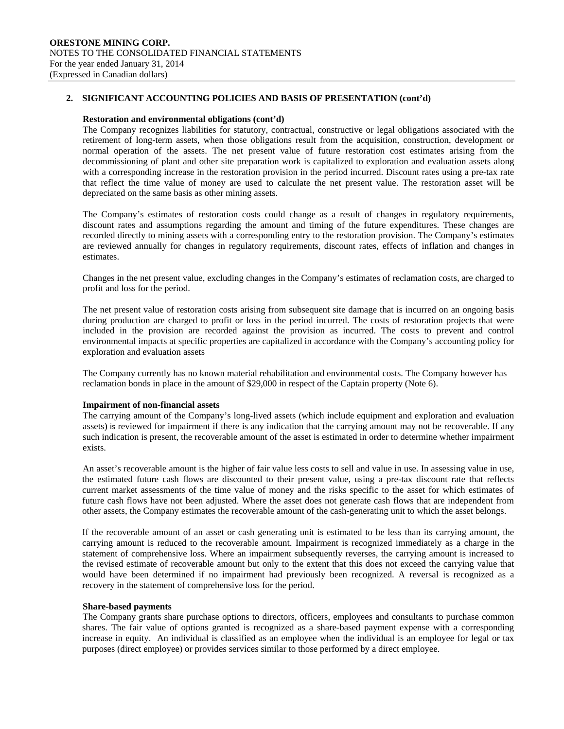## 2. SIGNIFICANT ACCOUNTING POLICIES AND BASIS OF PRESENTATION (cont'd)

### Restoration and environmental obligations (cont'd)

The Company recognizes liabilities for statutory, contractual, constructive or legal obligations associated with the retirement of long-term assets, when those obligations result from the acquisition, construction, development or normal operation of the assets. The net present value of future restoration cost estimates arising from the decommissioning of plant and other site preparation work is capitalized to exploration and evaluation assets along with a corresponding increase in the restoration provision in the period incurred. Discount rates using a pre-tax rate that reflect the time value of money are used to calculate the net present value. The restoration asset will be depreciated on the same basis as other mining assets.

The Company's estimates of restoration costs could change as a result of changes in regulatory requirements, discount rates and assumptions regarding the amount and timing of the future expenditures. These changes are recorded directly to mining assets with a corresponding entry to the restoration provision. The Company's estimates are reviewed annually for changes in regulatory requirements, discount rates, effects of inflation and changes in estimates.

Changes in the net present value, excluding changes in the Company's estimates of reclamation costs, are charged to profit and loss for the period.

The net present value of restoration costs arising from subsequent site damage that is incurred on an ongoing basis during production are charged to profit or loss in the period incurred. The costs of restoration projects that were included in the provision are recorded against the provision as incurred. The costs to prevent and control environmental impacts at specific properties are capitalized in accordance with the Company's accounting policy for exploration and evaluation assets

The Company currently has no known material rehabilitation and environmental costs. The Company however has reclamation bonds in place in the amount of $29,000 in respect of the Captain property (Note 6).

### Impairment of non-financial assets

The carrying amount of the Company's long-lived assets (which include equipment and exploration and evaluation assets) is reviewed for impairment if there is any indication that the carrying amount may not be recoverable. If any such indication is present, the recoverable amount of the asset is estimated in order to determine whether impairment exists.

An asset's recoverable amount is the higher of fair value less costs to sell and value in use. In assessing value in use, the estimated future cash flows are discounted to their present value, using a pre-tax discount rate that reflects current market assessments of the time value of money and the risks specific to the asset for which estimates of future cash flows have not been adjusted. Where the asset does not generate cash flows that are independent from other assets, the Company estimates the recoverable amount of the cash-generating unit to which the asset belongs.

If the recoverable amount of an asset or cash generating unit is estimated to be less than its carrying amount, the carrying amount is reduced to the recoverable amount. Impairment is recognized immediately as a charge in the statement of comprehensive loss. Where an impairment subsequently reverses, the carrying amount is increased to the revised estimate of recoverable amount but only to the extent that this does not exceed the carrying value that would have been determined if no impairment had previously been recognized. A reversal is recognized as a recovery in the statement of comprehensive loss for the period.

### Share-based payments

The Company grants share purchase options to directors, officers, employees and consultants to purchase common shares. The fair value of options granted is recognized as a share-based payment expense with a corresponding increase in equity. An individual is classified as an employee when the individual is an employee for legal or tax purposes (direct employee) or provides services similar to those performed by a direct employee.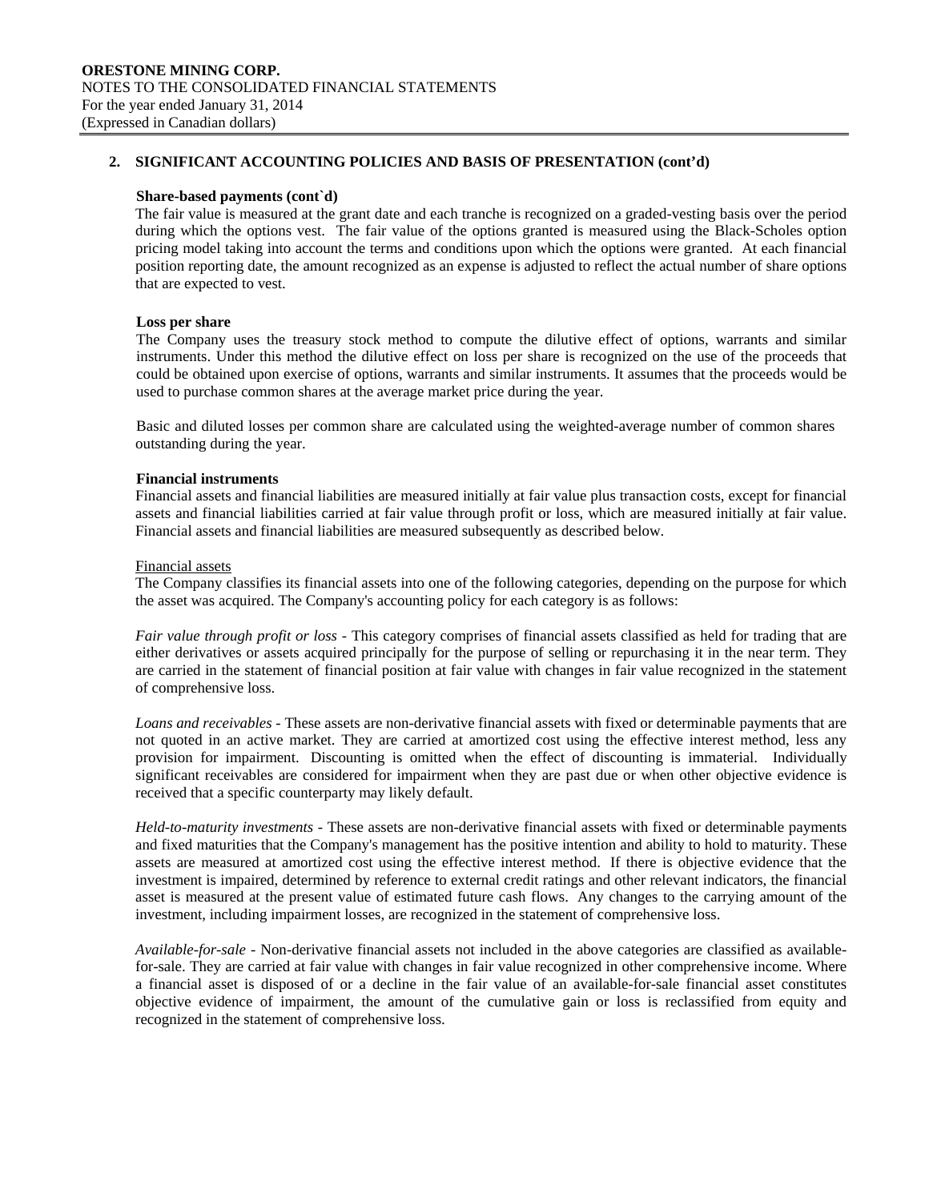## 2. SIGNIFICANT ACCOUNTING POLICIES AND BASIS OF PRESENTATION (cont'd)

**Share-based payments (cont`d)**

The fair value is measured at the grant date and each tranche is recognized on a graded-vesting basis over the period during which the options vest. The fair value of the options granted is measured using the Black-Scholes option pricing model taking into account the terms and conditions upon which the options were granted. At each financial position reporting date, the amount recognized as an expense is adjusted to reflect the actual number of share options that are expected to vest.

**Loss per share**

The Company uses the treasury stock method to compute the dilutive effect of options, warrants and similar instruments. Under this method the dilutive effect on loss per share is recognized on the use of the proceeds that could be obtained upon exercise of options, warrants and similar instruments. It assumes that the proceeds would be used to purchase common shares at the average market price during the year.

Basic and diluted losses per common share are calculated using the weighted-average number of common shares outstanding during the year.

**Financial instruments**

Financial assets and financial liabilities are measured initially at fair value plus transaction costs, except for financial assets and financial liabilities carried at fair value through profit or loss, which are measured initially at fair value. Financial assets and financial liabilities are measured subsequently as described below.

Financial assets

The Company classifies its financial assets into one of the following categories, depending on the purpose for which the asset was acquired. The Company's accounting policy for each category is as follows:

*Fair value through profit or loss* - This category comprises of financial assets classified as held for trading that are either derivatives or assets acquired principally for the purpose of selling or repurchasing it in the near term. They are carried in the statement of financial position at fair value with changes in fair value recognized in the statement of comprehensive loss.

*Loans and receivables* - These assets are non-derivative financial assets with fixed or determinable payments that are not quoted in an active market. They are carried at amortized cost using the effective interest method, less any provision for impairment. Discounting is omitted when the effect of discounting is immaterial. Individually significant receivables are considered for impairment when they are past due or when other objective evidence is received that a specific counterparty may likely default.

*Held-to-maturity investments* - These assets are non-derivative financial assets with fixed or determinable payments and fixed maturities that the Company's management has the positive intention and ability to hold to maturity. These assets are measured at amortized cost using the effective interest method. If there is objective evidence that the investment is impaired, determined by reference to external credit ratings and other relevant indicators, the financial asset is measured at the present value of estimated future cash flows. Any changes to the carrying amount of the investment, including impairment losses, are recognized in the statement of comprehensive loss.

*Available-for-sale* - Non-derivative financial assets not included in the above categories are classified as available-for-sale. They are carried at fair value with changes in fair value recognized in other comprehensive income. Where a financial asset is disposed of or a decline in the fair value of an available-for-sale financial asset constitutes objective evidence of impairment, the amount of the cumulative gain or loss is reclassified from equity and recognized in the statement of comprehensive loss.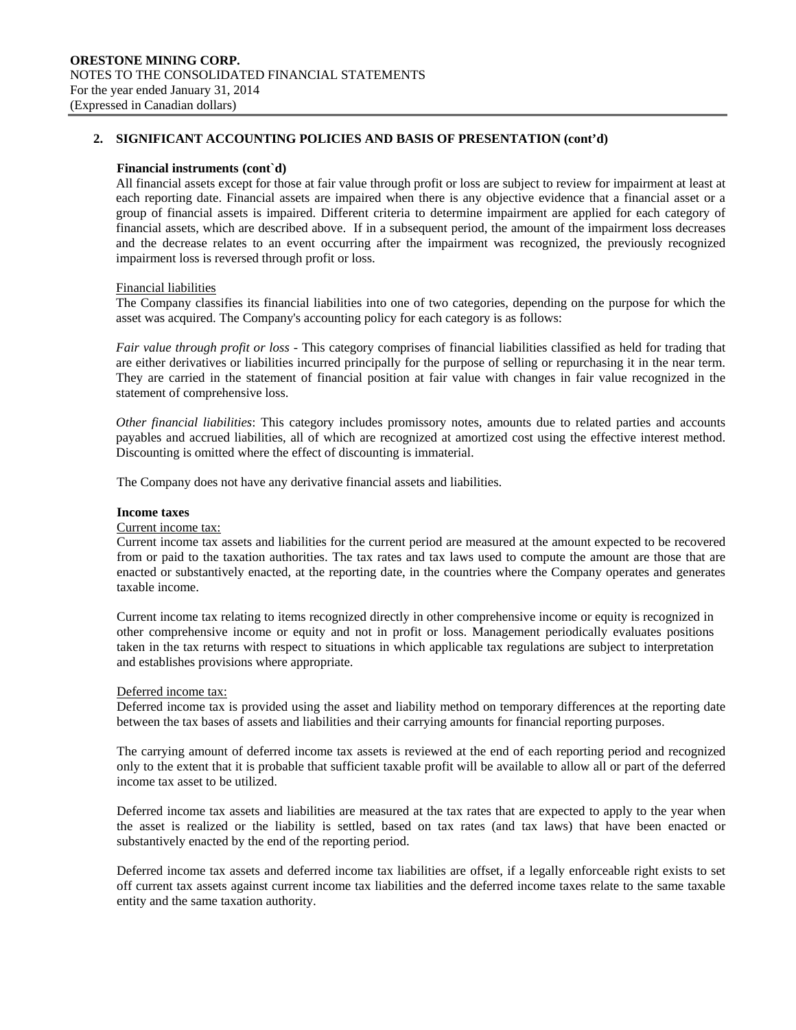## 2. SIGNIFICANT ACCOUNTING POLICIES AND BASIS OF PRESENTATION (cont'd)

**Financial instruments (cont`d)**

All financial assets except for those at fair value through profit or loss are subject to review for impairment at least at each reporting date. Financial assets are impaired when there is any objective evidence that a financial asset or a group of financial assets is impaired. Different criteria to determine impairment are applied for each category of financial assets, which are described above. If in a subsequent period, the amount of the impairment loss decreases and the decrease relates to an event occurring after the impairment was recognized, the previously recognized impairment loss is reversed through profit or loss.

Financial liabilities

The Company classifies its financial liabilities into one of two categories, depending on the purpose for which the asset was acquired. The Company's accounting policy for each category is as follows:

*Fair value through profit or loss* - This category comprises of financial liabilities classified as held for trading that are either derivatives or liabilities incurred principally for the purpose of selling or repurchasing it in the near term. They are carried in the statement of financial position at fair value with changes in fair value recognized in the statement of comprehensive loss.

*Other financial liabilities*: This category includes promissory notes, amounts due to related parties and accounts payables and accrued liabilities, all of which are recognized at amortized cost using the effective interest method. Discounting is omitted where the effect of discounting is immaterial.

The Company does not have any derivative financial assets and liabilities.

**Income taxes**

Current income tax:

Current income tax assets and liabilities for the current period are measured at the amount expected to be recovered from or paid to the taxation authorities. The tax rates and tax laws used to compute the amount are those that are enacted or substantively enacted, at the reporting date, in the countries where the Company operates and generates taxable income.

Current income tax relating to items recognized directly in other comprehensive income or equity is recognized in other comprehensive income or equity and not in profit or loss. Management periodically evaluates positions taken in the tax returns with respect to situations in which applicable tax regulations are subject to interpretation and establishes provisions where appropriate.

Deferred income tax:

Deferred income tax is provided using the asset and liability method on temporary differences at the reporting date between the tax bases of assets and liabilities and their carrying amounts for financial reporting purposes.

The carrying amount of deferred income tax assets is reviewed at the end of each reporting period and recognized only to the extent that it is probable that sufficient taxable profit will be available to allow all or part of the deferred income tax asset to be utilized.

Deferred income tax assets and liabilities are measured at the tax rates that are expected to apply to the year when the asset is realized or the liability is settled, based on tax rates (and tax laws) that have been enacted or substantively enacted by the end of the reporting period.

Deferred income tax assets and deferred income tax liabilities are offset, if a legally enforceable right exists to set off current tax assets against current income tax liabilities and the deferred income taxes relate to the same taxable entity and the same taxation authority.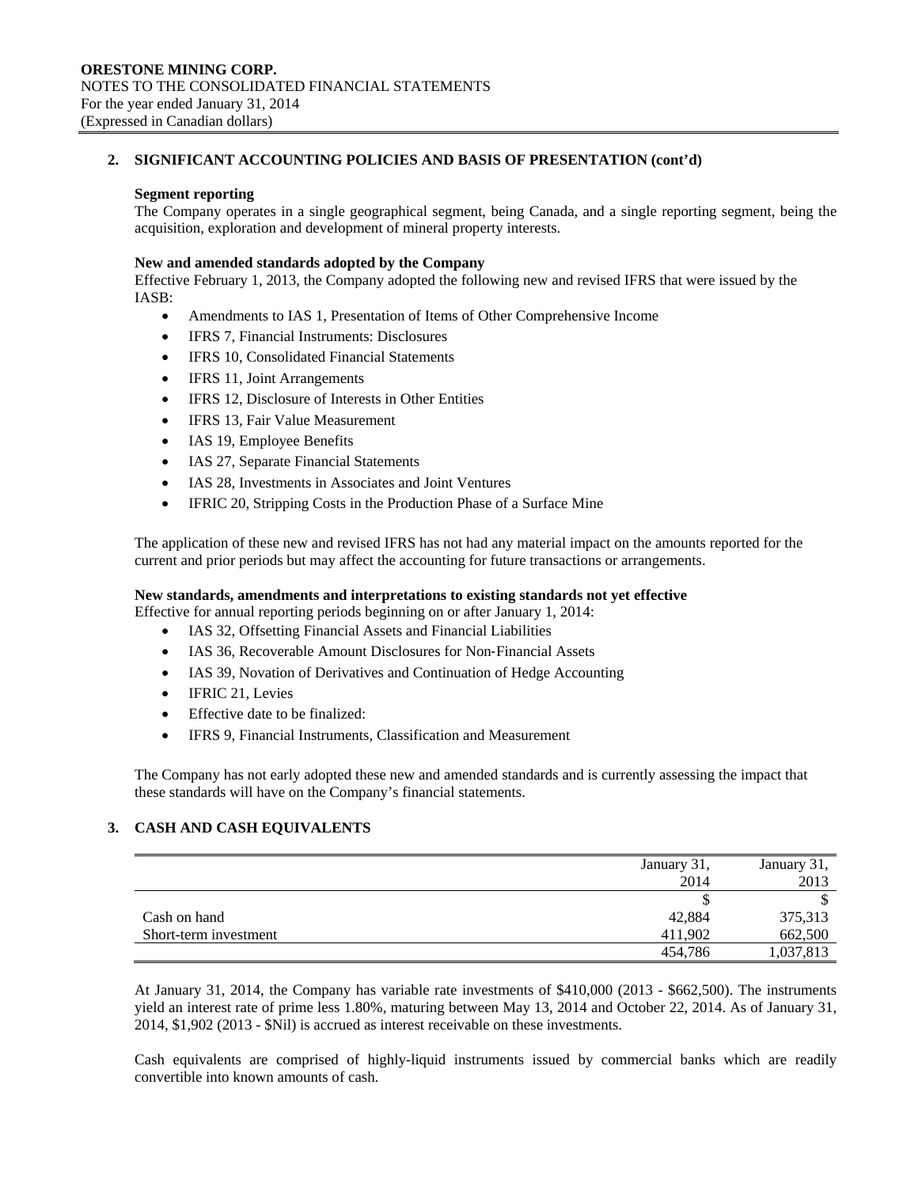## 2. SIGNIFICANT ACCOUNTING POLICIES AND BASIS OF PRESENTATION (cont'd)

**Segment reporting**

The Company operates in a single geographical segment, being Canada, and a single reporting segment, being the acquisition, exploration and development of mineral property interests.

**New and amended standards adopted by the Company**

Effective February 1, 2013, the Company adopted the following new and revised IFRS that were issued by the IASB:

- Amendments to IAS 1, Presentation of Items of Other Comprehensive Income
- IFRS 7, Financial Instruments: Disclosures
- IFRS 10, Consolidated Financial Statements
- IFRS 11, Joint Arrangements
- IFRS 12, Disclosure of Interests in Other Entities
- IFRS 13, Fair Value Measurement
- IAS 19, Employee Benefits
- IAS 27, Separate Financial Statements
- IAS 28, Investments in Associates and Joint Ventures
- IFRIC 20, Stripping Costs in the Production Phase of a Surface Mine

The application of these new and revised IFRS has not had any material impact on the amounts reported for the current and prior periods but may affect the accounting for future transactions or arrangements.

**New standards, amendments and interpretations to existing standards not yet effective**

Effective for annual reporting periods beginning on or after January 1, 2014:

- IAS 32, Offsetting Financial Assets and Financial Liabilities
- IAS 36, Recoverable Amount Disclosures for Non-Financial Assets
- IAS 39, Novation of Derivatives and Continuation of Hedge Accounting
- IFRIC 21, Levies
- Effective date to be finalized:
- IFRS 9, Financial Instruments, Classification and Measurement

The Company has not early adopted these new and amended standards and is currently assessing the impact that these standards will have on the Company's financial statements.

## 3. CASH AND CASH EQUIVALENTS

| | January 31, 2014 | January 31, 2013 |
|---|---|---|
| | $ | $ |
| Cash on hand | 42,884 | 375,313 |
| Short-term investment | 411,902 | 662,500 |
| | 454,786 | 1,037,813 |

At January 31, 2014, the Company has variable rate investments of $410,000 (2013 - $662,500). The instruments yield an interest rate of prime less 1.80%, maturing between May 13, 2014 and October 22, 2014. As of January 31, 2014, $1,902 (2013 - $Nil) is accrued as interest receivable on these investments.

Cash equivalents are comprised of highly-liquid instruments issued by commercial banks which are readily convertible into known amounts of cash.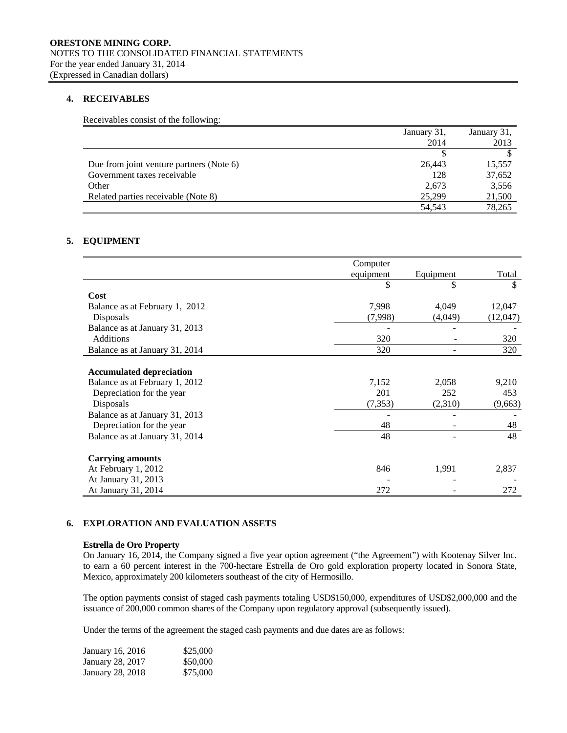## 4. RECEIVABLES

Receivables consist of the following:

| | January 31, 2014 | January 31, 2013 |
|---|---|---|
| | $ | $ |
| Due from joint venture partners (Note 6) | 26,443 | 15,557 |
| Government taxes receivable | 128 | 37,652 |
| Other | 2,673 | 3,556 |
| Related parties receivable (Note 8) | 25,299 | 21,500 |
| | 54,543 | 78,265 |

## 5. EQUIPMENT

| | Computer equipment | Equipment | Total |
|---|---|---|---|
| | $ | $ | $ |
| **Cost** | | | |
| Balance as at February 1, 2012 | 7,998 | 4,049 | 12,047 |
| Disposals | (7,998) | (4,049) | (12,047) |
| Balance as at January 31, 2013 | - | - | - |
| Additions | 320 | - | 320 |
| Balance as at January 31, 2014 | 320 | - | 320 |
| | | | |
| **Accumulated depreciation** | | | |
| Balance as at February 1, 2012 | 7,152 | 2,058 | 9,210 |
| Depreciation for the year | 201 | 252 | 453 |
| Disposals | (7,353) | (2,310) | (9,663) |
| Balance as at January 31, 2013 | - | - | - |
| Depreciation for the year | 48 | - | 48 |
| Balance as at January 31, 2014 | 48 | - | 48 |
| | | | |
| **Carrying amounts** | | | |
| At February 1, 2012 | 846 | 1,991 | 2,837 |
| At January 31, 2013 | - | - | - |
| At January 31, 2014 | 272 | - | 272 |

## 6. EXPLORATION AND EVALUATION ASSETS

**Estrella de Oro Property**

On January 16, 2014, the Company signed a five year option agreement ("the Agreement") with Kootenay Silver Inc. to earn a 60 percent interest in the 700-hectare Estrella de Oro gold exploration property located in Sonora State, Mexico, approximately 200 kilometers southeast of the city of Hermosillo.

The option payments consist of staged cash payments totaling USD$150,000, expenditures of USD$2,000,000 and the issuance of 200,000 common shares of the Company upon regulatory approval (subsequently issued).

Under the terms of the agreement the staged cash payments and due dates are as follows:

| | |
|---|---|
| January 16, 2016 | $25,000 |
| January 28, 2017 | $50,000 |
| January 28, 2018 | $75,000 |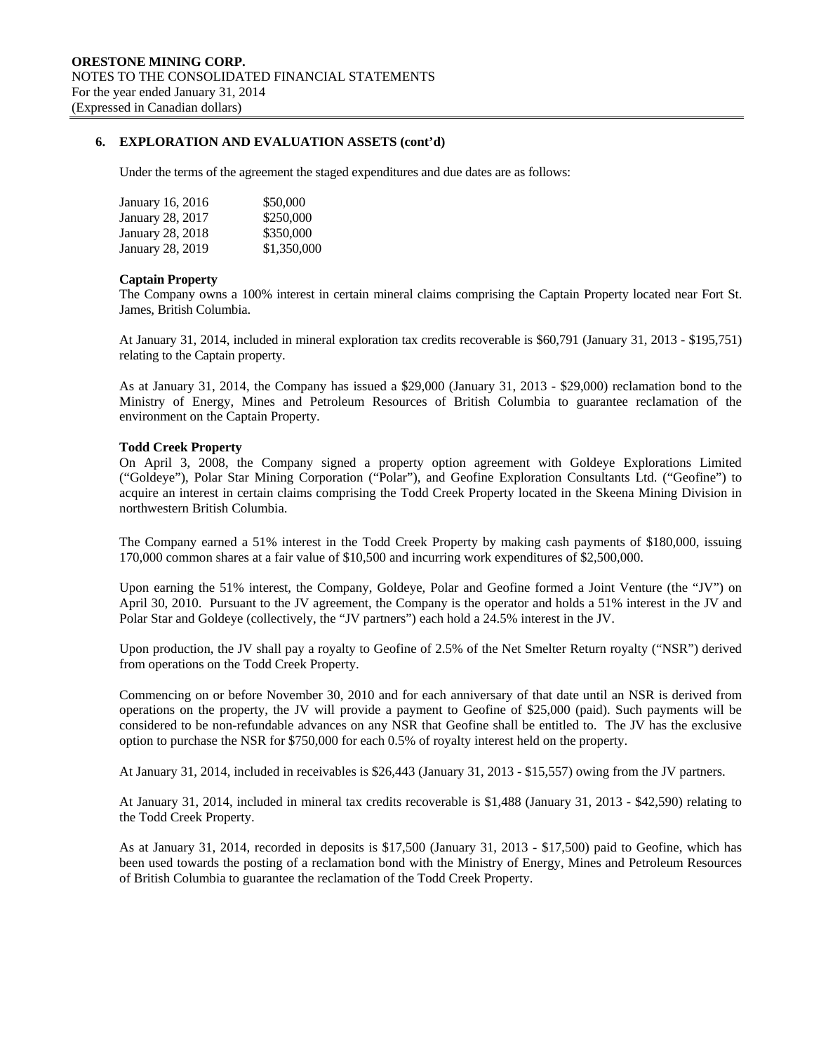## 6. EXPLORATION AND EVALUATION ASSETS (cont'd)

Under the terms of the agreement the staged expenditures and due dates are as follows:

| | |
|---|---|
| January 16, 2016 | \$50,000 |
| January 28, 2017 | \$250,000 |
| January 28, 2018 | \$350,000 |
| January 28, 2019 | \$1,350,000 |

**Captain Property**

The Company owns a 100% interest in certain mineral claims comprising the Captain Property located near Fort St. James, British Columbia.

At January 31, 2014, included in mineral exploration tax credits recoverable is \$60,791 (January 31, 2013 - \$195,751) relating to the Captain property.

As at January 31, 2014, the Company has issued a \$29,000 (January 31, 2013 - \$29,000) reclamation bond to the Ministry of Energy, Mines and Petroleum Resources of British Columbia to guarantee reclamation of the environment on the Captain Property.

**Todd Creek Property**

On April 3, 2008, the Company signed a property option agreement with Goldeye Explorations Limited ("Goldeye"), Polar Star Mining Corporation ("Polar"), and Geofine Exploration Consultants Ltd. ("Geofine") to acquire an interest in certain claims comprising the Todd Creek Property located in the Skeena Mining Division in northwestern British Columbia.

The Company earned a 51% interest in the Todd Creek Property by making cash payments of \$180,000, issuing 170,000 common shares at a fair value of \$10,500 and incurring work expenditures of \$2,500,000.

Upon earning the 51% interest, the Company, Goldeye, Polar and Geofine formed a Joint Venture (the "JV") on April 30, 2010. Pursuant to the JV agreement, the Company is the operator and holds a 51% interest in the JV and Polar Star and Goldeye (collectively, the "JV partners") each hold a 24.5% interest in the JV.

Upon production, the JV shall pay a royalty to Geofine of 2.5% of the Net Smelter Return royalty ("NSR") derived from operations on the Todd Creek Property.

Commencing on or before November 30, 2010 and for each anniversary of that date until an NSR is derived from operations on the property, the JV will provide a payment to Geofine of \$25,000 (paid). Such payments will be considered to be non-refundable advances on any NSR that Geofine shall be entitled to. The JV has the exclusive option to purchase the NSR for \$750,000 for each 0.5% of royalty interest held on the property.

At January 31, 2014, included in receivables is \$26,443 (January 31, 2013 - \$15,557) owing from the JV partners.

At January 31, 2014, included in mineral tax credits recoverable is \$1,488 (January 31, 2013 - \$42,590) relating to the Todd Creek Property.

As at January 31, 2014, recorded in deposits is \$17,500 (January 31, 2013 - \$17,500) paid to Geofine, which has been used towards the posting of a reclamation bond with the Ministry of Energy, Mines and Petroleum Resources of British Columbia to guarantee the reclamation of the Todd Creek Property.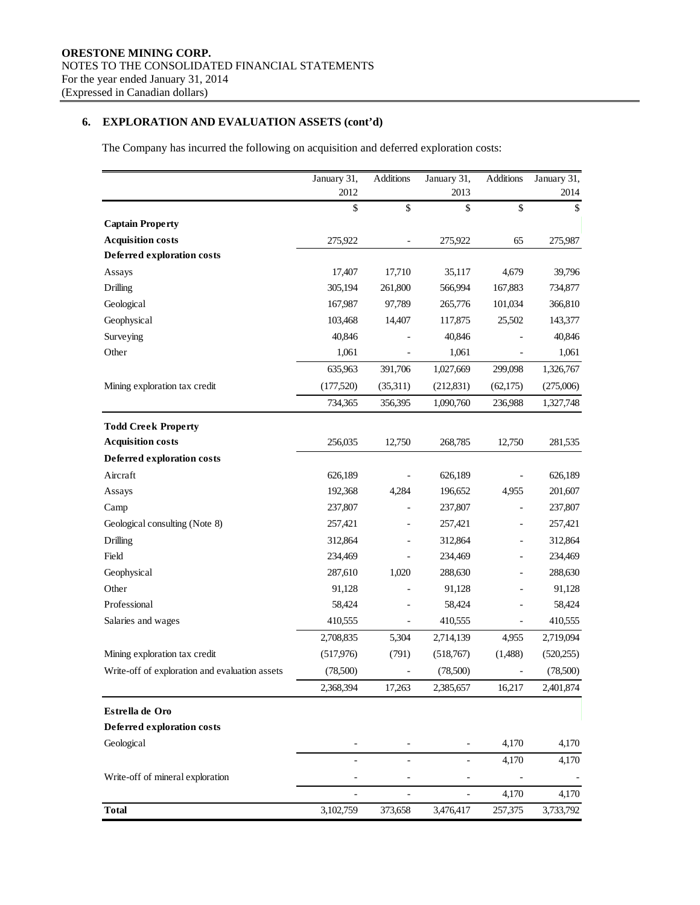**ORESTONE MINING CORP.**
NOTES TO THE CONSOLIDATED FINANCIAL STATEMENTS
For the year ended January 31, 2014
(Expressed in Canadian dollars)

## 6. EXPLORATION AND EVALUATION ASSETS (cont'd)

The Company has incurred the following on acquisition and deferred exploration costs:

| | January 31, 2012 | Additions | January 31, 2013 | Additions | January 31, 2014 |
|---|---|---|---|---|---|
| | $ | $ | $ | $ | $ |
| **Captain Property** | | | | | |
| **Acquisition costs** | 275,922 | - | 275,922 | 65 | 275,987 |
| **Deferred exploration costs** | | | | | |
| Assays | 17,407 | 17,710 | 35,117 | 4,679 | 39,796 |
| Drilling | 305,194 | 261,800 | 566,994 | 167,883 | 734,877 |
| Geological | 167,987 | 97,789 | 265,776 | 101,034 | 366,810 |
| Geophysical | 103,468 | 14,407 | 117,875 | 25,502 | 143,377 |
| Surveying | 40,846 | - | 40,846 | - | 40,846 |
| Other | 1,061 | - | 1,061 | - | 1,061 |
| | 635,963 | 391,706 | 1,027,669 | 299,098 | 1,326,767 |
| Mining exploration tax credit | (177,520) | (35,311) | (212,831) | (62,175) | (275,006) |
| | 734,365 | 356,395 | 1,090,760 | 236,988 | 1,327,748 |
| **Todd Creek Property** | | | | | |
| **Acquisition costs** | 256,035 | 12,750 | 268,785 | 12,750 | 281,535 |
| **Deferred exploration costs** | | | | | |
| Aircraft | 626,189 | - | 626,189 | - | 626,189 |
| Assays | 192,368 | 4,284 | 196,652 | 4,955 | 201,607 |
| Camp | 237,807 | - | 237,807 | - | 237,807 |
| Geological consulting (Note 8) | 257,421 | - | 257,421 | - | 257,421 |
| Drilling | 312,864 | - | 312,864 | - | 312,864 |
| Field | 234,469 | - | 234,469 | - | 234,469 |
| Geophysical | 287,610 | 1,020 | 288,630 | - | 288,630 |
| Other | 91,128 | - | 91,128 | - | 91,128 |
| Professional | 58,424 | - | 58,424 | - | 58,424 |
| Salaries and wages | 410,555 | - | 410,555 | - | 410,555 |
| | 2,708,835 | 5,304 | 2,714,139 | 4,955 | 2,719,094 |
| Mining exploration tax credit | (517,976) | (791) | (518,767) | (1,488) | (520,255) |
| Write-off of exploration and evaluation assets | (78,500) | - | (78,500) | - | (78,500) |
| | 2,368,394 | 17,263 | 2,385,657 | 16,217 | 2,401,874 |
| **Estrella de Oro** | | | | | |
| **Deferred exploration costs** | | | | | |
| Geological | - | - | - | 4,170 | 4,170 |
| | - | - | - | 4,170 | 4,170 |
| Write-off of mineral exploration | - | - | - | - | - |
| | - | - | - | 4,170 | 4,170 |
| **Total** | 3,102,759 | 373,658 | 3,476,417 | 257,375 | 3,733,792 |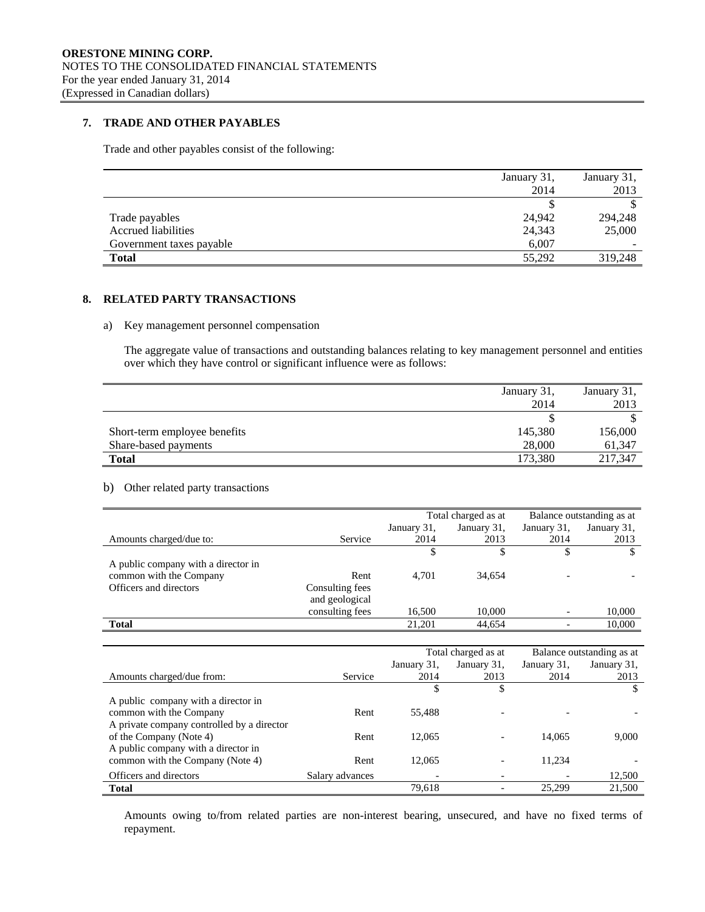## 7. TRADE AND OTHER PAYABLES

Trade and other payables consist of the following:

| | January 31, 2014 | January 31, 2013 |
|---|---|---|
| | $ | $ |
| Trade payables | 24,942 | 294,248 |
| Accrued liabilities | 24,343 | 25,000 |
| Government taxes payable | 6,007 | - |
| **Total** | 55,292 | 319,248 |

## 8. RELATED PARTY TRANSACTIONS

a) Key management personnel compensation

The aggregate value of transactions and outstanding balances relating to key management personnel and entities over which they have control or significant influence were as follows:

| | January 31, 2014 | January 31, 2013 |
|---|---|---|
| | $ | $ |
| Short-term employee benefits | 145,380 | 156,000 |
| Share-based payments | 28,000 | 61,347 |
| **Total** | 173,380 | 217,347 |

b) Other related party transactions

| | | Total charged as at | | Balance outstanding as at | |
|---|---|---|---|---|---|
| Amounts charged/due to: | Service | January 31, 2014 | January 31, 2013 | January 31, 2014 | January 31, 2013 |
| | | $ | $ | $ | $ |
| A public company with a director in common with the Company | Rent | 4,701 | 34,654 | - | - |
| Officers and directors | Consulting fees and geological consulting fees | 16,500 | 10,000 | - | 10,000 |
| **Total** | | 21,201 | 44,654 | - | 10,000 |

| | | Total charged as at | | Balance outstanding as at | |
|---|---|---|---|---|---|
| Amounts charged/due from: | Service | January 31, 2014 | January 31, 2013 | January 31, 2014 | January 31, 2013 |
| | | $ | $ | | $ |
| A public company with a director in common with the Company | Rent | 55,488 | - | - | - |
| A private company controlled by a director of the Company (Note 4) | Rent | 12,065 | - | 14,065 | 9,000 |
| A public company with a director in common with the Company (Note 4) | Rent | 12,065 | - | 11,234 | - |
| Officers and directors | Salary advances | - | - | - | 12,500 |
| **Total** | | 79,618 | - | 25,299 | 21,500 |

Amounts owing to/from related parties are non-interest bearing, unsecured, and have no fixed terms of repayment.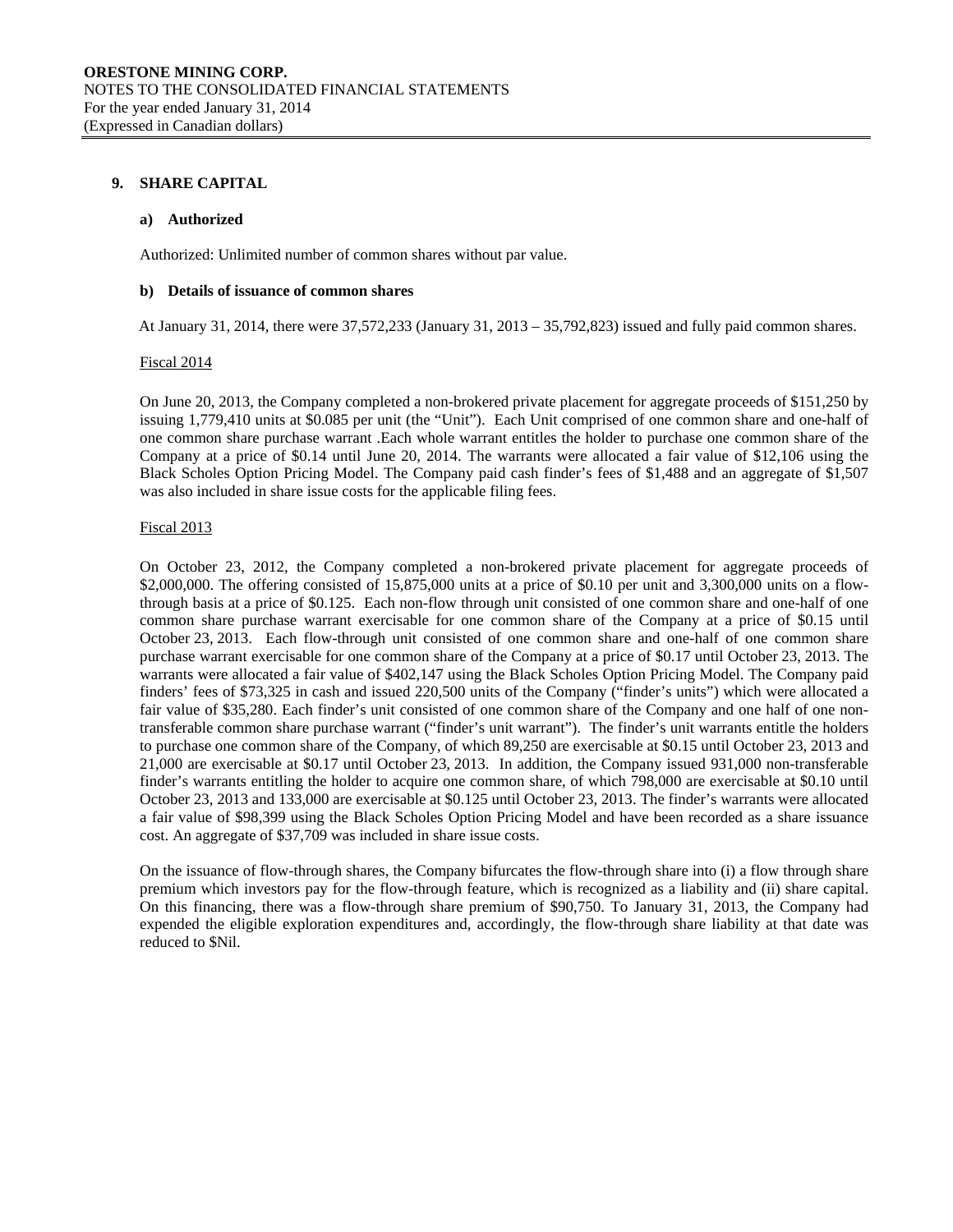## 9. SHARE CAPITAL

### a) Authorized

Authorized: Unlimited number of common shares without par value.

### b) Details of issuance of common shares

At January 31, 2014, there were 37,572,233 (January 31, 2013 – 35,792,823) issued and fully paid common shares.

Fiscal 2014

On June 20, 2013, the Company completed a non-brokered private placement for aggregate proceeds of $151,250 by issuing 1,779,410 units at $0.085 per unit (the "Unit"). Each Unit comprised of one common share and one-half of one common share purchase warrant .Each whole warrant entitles the holder to purchase one common share of the Company at a price of $0.14 until June 20, 2014. The warrants were allocated a fair value of $12,106 using the Black Scholes Option Pricing Model. The Company paid cash finder's fees of $1,488 and an aggregate of $1,507 was also included in share issue costs for the applicable filing fees.

Fiscal 2013

On October 23, 2012, the Company completed a non-brokered private placement for aggregate proceeds of $2,000,000. The offering consisted of 15,875,000 units at a price of $0.10 per unit and 3,300,000 units on a flow-through basis at a price of $0.125. Each non-flow through unit consisted of one common share and one-half of one common share purchase warrant exercisable for one common share of the Company at a price of $0.15 until October 23, 2013. Each flow-through unit consisted of one common share and one-half of one common share purchase warrant exercisable for one common share of the Company at a price of $0.17 until October 23, 2013. The warrants were allocated a fair value of $402,147 using the Black Scholes Option Pricing Model. The Company paid finders' fees of $73,325 in cash and issued 220,500 units of the Company ("finder's units") which were allocated a fair value of $35,280. Each finder's unit consisted of one common share of the Company and one half of one non-transferable common share purchase warrant ("finder's unit warrant"). The finder's unit warrants entitle the holders to purchase one common share of the Company, of which 89,250 are exercisable at $0.15 until October 23, 2013 and 21,000 are exercisable at $0.17 until October 23, 2013. In addition, the Company issued 931,000 non-transferable finder's warrants entitling the holder to acquire one common share, of which 798,000 are exercisable at $0.10 until October 23, 2013 and 133,000 are exercisable at $0.125 until October 23, 2013. The finder's warrants were allocated a fair value of $98,399 using the Black Scholes Option Pricing Model and have been recorded as a share issuance cost. An aggregate of $37,709 was included in share issue costs.

On the issuance of flow-through shares, the Company bifurcates the flow-through share into (i) a flow through share premium which investors pay for the flow-through feature, which is recognized as a liability and (ii) share capital. On this financing, there was a flow-through share premium of $90,750. To January 31, 2013, the Company had expended the eligible exploration expenditures and, accordingly, the flow-through share liability at that date was reduced to $Nil.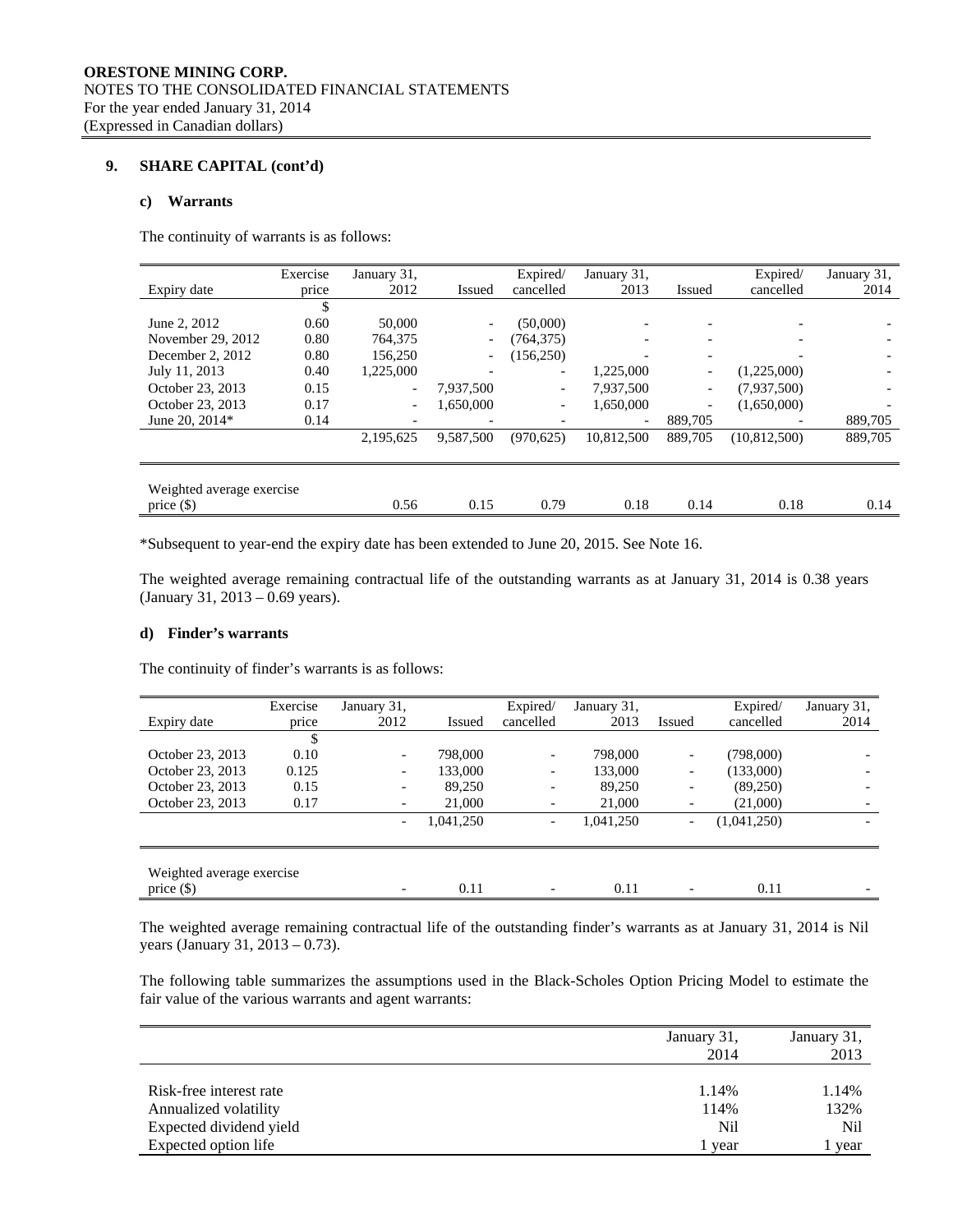**ORESTONE MINING CORP.**
NOTES TO THE CONSOLIDATED FINANCIAL STATEMENTS
For the year ended January 31, 2014
(Expressed in Canadian dollars)

## 9. SHARE CAPITAL (cont'd)

### c) Warrants

The continuity of warrants is as follows:

| Expiry date | Exercise price | January 31, 2012 | Issued | Expired/ cancelled | January 31, 2013 | Issued | Expired/ cancelled | January 31, 2014 |
|---|---|---|---|---|---|---|---|---|
| | $ | | | | | | | |
| June 2, 2012 | 0.60 | 50,000 | - | (50,000) | - | - | - | - |
| November 29, 2012 | 0.80 | 764,375 | - | (764,375) | - | - | - | - |
| December 2, 2012 | 0.80 | 156,250 | - | (156,250) | - | - | - | - |
| July 11, 2013 | 0.40 | 1,225,000 | - | - | 1,225,000 | - | (1,225,000) | - |
| October 23, 2013 | 0.15 | - | 7,937,500 | - | 7,937,500 | - | (7,937,500) | - |
| October 23, 2013 | 0.17 | - | 1,650,000 | - | 1,650,000 | - | (1,650,000) | - |
| June 20, 2014* | 0.14 | - | - | - | - | 889,705 | - | 889,705 |
| | | 2,195,625 | 9,587,500 | (970,625) | 10,812,500 | 889,705 | (10,812,500) | 889,705 |
| Weighted average exercise price ($) | | 0.56 | 0.15 | 0.79 | 0.18 | 0.14 | 0.18 | 0.14 |

*Subsequent to year-end the expiry date has been extended to June 20, 2015. See Note 16.

The weighted average remaining contractual life of the outstanding warrants as at January 31, 2014 is 0.38 years (January 31, 2013 – 0.69 years).

### d) Finder's warrants

The continuity of finder's warrants is as follows:

| Expiry date | Exercise price | January 31, 2012 | Issued | Expired/ cancelled | January 31, 2013 | Issued | Expired/ cancelled | January 31, 2014 |
|---|---|---|---|---|---|---|---|---|
| | $ | | | | | | | |
| October 23, 2013 | 0.10 | - | 798,000 | - | 798,000 | - | (798,000) | - |
| October 23, 2013 | 0.125 | - | 133,000 | - | 133,000 | - | (133,000) | - |
| October 23, 2013 | 0.15 | - | 89,250 | - | 89,250 | - | (89,250) | - |
| October 23, 2013 | 0.17 | - | 21,000 | - | 21,000 | - | (21,000) | - |
| | | - | 1,041,250 | - | 1,041,250 | - | (1,041,250) | - |
| Weighted average exercise price ($) | | - | 0.11 | - | 0.11 | - | 0.11 | - |

The weighted average remaining contractual life of the outstanding finder's warrants as at January 31, 2014 is Nil years (January 31, 2013 – 0.73).

The following table summarizes the assumptions used in the Black-Scholes Option Pricing Model to estimate the fair value of the various warrants and agent warrants:

| | January 31, 2014 | January 31, 2013 |
|---|---|---|
| Risk-free interest rate | 1.14% | 1.14% |
| Annualized volatility | 114% | 132% |
| Expected dividend yield | Nil | Nil |
| Expected option life | 1 year | 1 year |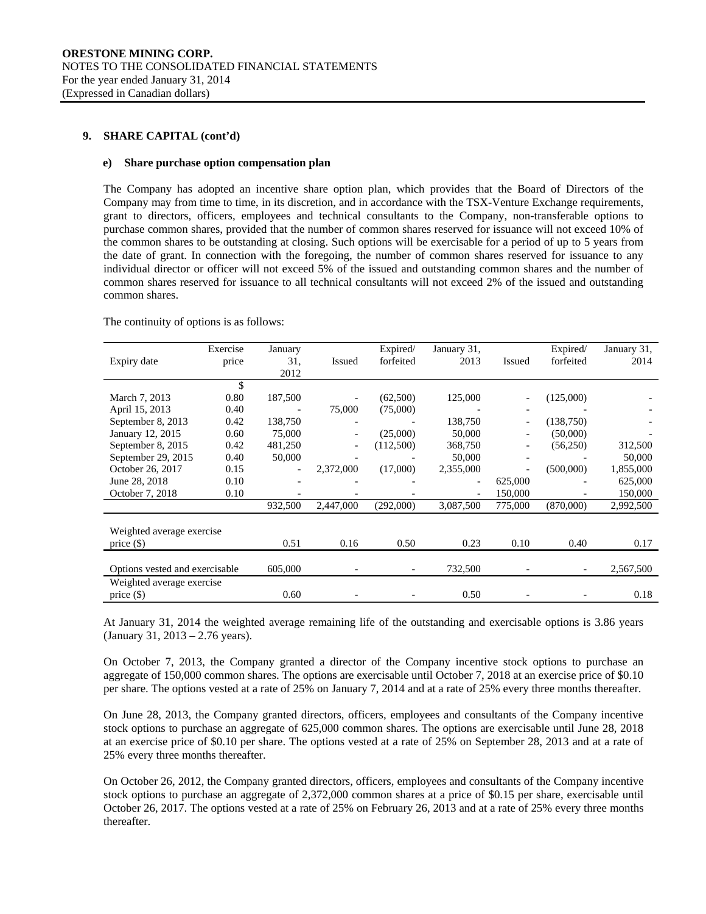**ORESTONE MINING CORP.**
NOTES TO THE CONSOLIDATED FINANCIAL STATEMENTS
For the year ended January 31, 2014
(Expressed in Canadian dollars)

## 9. SHARE CAPITAL (cont'd)

### e) Share purchase option compensation plan

The Company has adopted an incentive share option plan, which provides that the Board of Directors of the Company may from time to time, in its discretion, and in accordance with the TSX-Venture Exchange requirements, grant to directors, officers, employees and technical consultants to the Company, non-transferable options to purchase common shares, provided that the number of common shares reserved for issuance will not exceed 10% of the common shares to be outstanding at closing. Such options will be exercisable for a period of up to 5 years from the date of grant. In connection with the foregoing, the number of common shares reserved for issuance to any individual director or officer will not exceed 5% of the issued and outstanding common shares and the number of common shares reserved for issuance to all technical consultants will not exceed 2% of the issued and outstanding common shares.

The continuity of options is as follows:

| Expiry date | Exercise price | January 31, 2012 | Issued | Expired/ forfeited | January 31, 2013 | Issued | Expired/ forfeited | January 31, 2014 |
|---|---|---|---|---|---|---|---|---|
| | $ | | | | | | | |
| March 7, 2013 | 0.80 | 187,500 | - | (62,500) | 125,000 | - | (125,000) | - |
| April 15, 2013 | 0.40 | - | 75,000 | (75,000) | - | - | - | - |
| September 8, 2013 | 0.42 | 138,750 | - | - | 138,750 | - | (138,750) | - |
| January 12, 2015 | 0.60 | 75,000 | - | (25,000) | 50,000 | - | (50,000) | - |
| September 8, 2015 | 0.42 | 481,250 | - | (112,500) | 368,750 | - | (56,250) | 312,500 |
| September 29, 2015 | 0.40 | 50,000 | - | - | 50,000 | - | - | 50,000 |
| October 26, 2017 | 0.15 | - | 2,372,000 | (17,000) | 2,355,000 | - | (500,000) | 1,855,000 |
| June 28, 2018 | 0.10 | - | - | - | - | 625,000 | - | 625,000 |
| October 7, 2018 | 0.10 | - | - | - | - | 150,000 | - | 150,000 |
| | | 932,500 | 2,447,000 | (292,000) | 3,087,500 | 775,000 | (870,000) | 2,992,500 |
| Weighted average exercise price ($) | | 0.51 | 0.16 | 0.50 | 0.23 | 0.10 | 0.40 | 0.17 |
| Options vested and exercisable | | 605,000 | - | - | 732,500 | - | - | 2,567,500 |
| Weighted average exercise price ($) | | 0.60 | - | - | 0.50 | - | - | 0.18 |

At January 31, 2014 the weighted average remaining life of the outstanding and exercisable options is 3.86 years (January 31, 2013 – 2.76 years).

On October 7, 2013, the Company granted a director of the Company incentive stock options to purchase an aggregate of 150,000 common shares. The options are exercisable until October 7, 2018 at an exercise price of $0.10 per share. The options vested at a rate of 25% on January 7, 2014 and at a rate of 25% every three months thereafter.

On June 28, 2013, the Company granted directors, officers, employees and consultants of the Company incentive stock options to purchase an aggregate of 625,000 common shares. The options are exercisable until June 28, 2018 at an exercise price of $0.10 per share. The options vested at a rate of 25% on September 28, 2013 and at a rate of 25% every three months thereafter.

On October 26, 2012, the Company granted directors, officers, employees and consultants of the Company incentive stock options to purchase an aggregate of 2,372,000 common shares at a price of $0.15 per share, exercisable until October 26, 2017. The options vested at a rate of 25% on February 26, 2013 and at a rate of 25% every three months thereafter.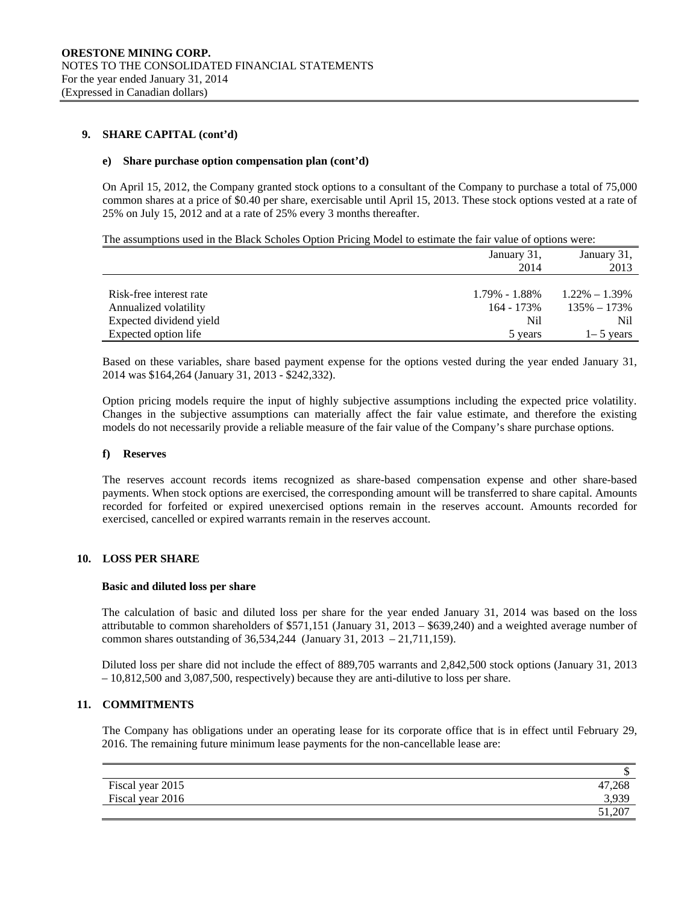## 9. SHARE CAPITAL (cont'd)

### e) Share purchase option compensation plan (cont'd)

On April 15, 2012, the Company granted stock options to a consultant of the Company to purchase a total of 75,000 common shares at a price of $0.40 per share, exercisable until April 15, 2013. These stock options vested at a rate of 25% on July 15, 2012 and at a rate of 25% every 3 months thereafter.

The assumptions used in the Black Scholes Option Pricing Model to estimate the fair value of options were:

| | January 31, 2014 | January 31, 2013 |
|---|---|---|
| Risk-free interest rate | 1.79% - 1.88% | 1.22% – 1.39% |
| Annualized volatility | 164 - 173% | 135% – 173% |
| Expected dividend yield | Nil | Nil |
| Expected option life | 5 years | 1– 5 years |

Based on these variables, share based payment expense for the options vested during the year ended January 31, 2014 was $164,264 (January 31, 2013 - $242,332).

Option pricing models require the input of highly subjective assumptions including the expected price volatility. Changes in the subjective assumptions can materially affect the fair value estimate, and therefore the existing models do not necessarily provide a reliable measure of the fair value of the Company's share purchase options.

### f) Reserves

The reserves account records items recognized as share-based compensation expense and other share-based payments. When stock options are exercised, the corresponding amount will be transferred to share capital. Amounts recorded for forfeited or expired unexercised options remain in the reserves account. Amounts recorded for exercised, cancelled or expired warrants remain in the reserves account.

## 10. LOSS PER SHARE

**Basic and diluted loss per share**

The calculation of basic and diluted loss per share for the year ended January 31, 2014 was based on the loss attributable to common shareholders of $571,151 (January 31, 2013 – $639,240) and a weighted average number of common shares outstanding of 36,534,244 (January 31, 2013 – 21,711,159).

Diluted loss per share did not include the effect of 889,705 warrants and 2,842,500 stock options (January 31, 2013 – 10,812,500 and 3,087,500, respectively) because they are anti-dilutive to loss per share.

## 11. COMMITMENTS

The Company has obligations under an operating lease for its corporate office that is in effect until February 29, 2016. The remaining future minimum lease payments for the non-cancellable lease are:

| | $ |
|---|---|
| Fiscal year 2015 | 47,268 |
| Fiscal year 2016 | 3,939 |
| | 51,207 |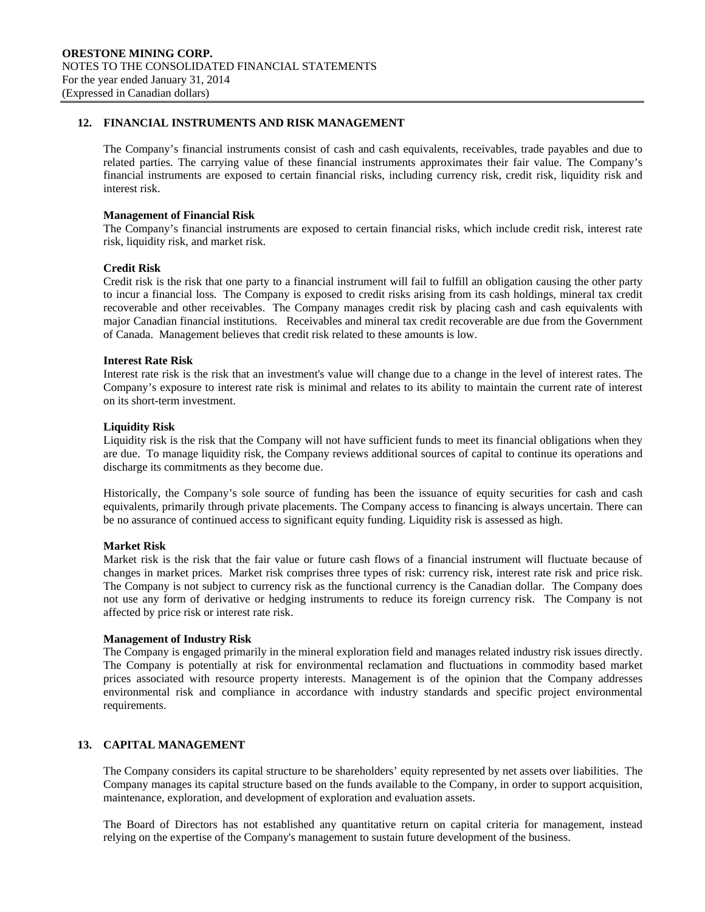## 12. FINANCIAL INSTRUMENTS AND RISK MANAGEMENT

The Company's financial instruments consist of cash and cash equivalents, receivables, trade payables and due to related parties. The carrying value of these financial instruments approximates their fair value. The Company's financial instruments are exposed to certain financial risks, including currency risk, credit risk, liquidity risk and interest risk.

**Management of Financial Risk**

The Company's financial instruments are exposed to certain financial risks, which include credit risk, interest rate risk, liquidity risk, and market risk.

**Credit Risk**

Credit risk is the risk that one party to a financial instrument will fail to fulfill an obligation causing the other party to incur a financial loss. The Company is exposed to credit risks arising from its cash holdings, mineral tax credit recoverable and other receivables. The Company manages credit risk by placing cash and cash equivalents with major Canadian financial institutions. Receivables and mineral tax credit recoverable are due from the Government of Canada. Management believes that credit risk related to these amounts is low.

**Interest Rate Risk**

Interest rate risk is the risk that an investment's value will change due to a change in the level of interest rates. The Company's exposure to interest rate risk is minimal and relates to its ability to maintain the current rate of interest on its short-term investment.

**Liquidity Risk**

Liquidity risk is the risk that the Company will not have sufficient funds to meet its financial obligations when they are due. To manage liquidity risk, the Company reviews additional sources of capital to continue its operations and discharge its commitments as they become due.

Historically, the Company's sole source of funding has been the issuance of equity securities for cash and cash equivalents, primarily through private placements. The Company access to financing is always uncertain. There can be no assurance of continued access to significant equity funding. Liquidity risk is assessed as high.

**Market Risk**

Market risk is the risk that the fair value or future cash flows of a financial instrument will fluctuate because of changes in market prices. Market risk comprises three types of risk: currency risk, interest rate risk and price risk. The Company is not subject to currency risk as the functional currency is the Canadian dollar. The Company does not use any form of derivative or hedging instruments to reduce its foreign currency risk. The Company is not affected by price risk or interest rate risk.

**Management of Industry Risk**

The Company is engaged primarily in the mineral exploration field and manages related industry risk issues directly. The Company is potentially at risk for environmental reclamation and fluctuations in commodity based market prices associated with resource property interests. Management is of the opinion that the Company addresses environmental risk and compliance in accordance with industry standards and specific project environmental requirements.

## 13. CAPITAL MANAGEMENT

The Company considers its capital structure to be shareholders' equity represented by net assets over liabilities. The Company manages its capital structure based on the funds available to the Company, in order to support acquisition, maintenance, exploration, and development of exploration and evaluation assets.

The Board of Directors has not established any quantitative return on capital criteria for management, instead relying on the expertise of the Company's management to sustain future development of the business.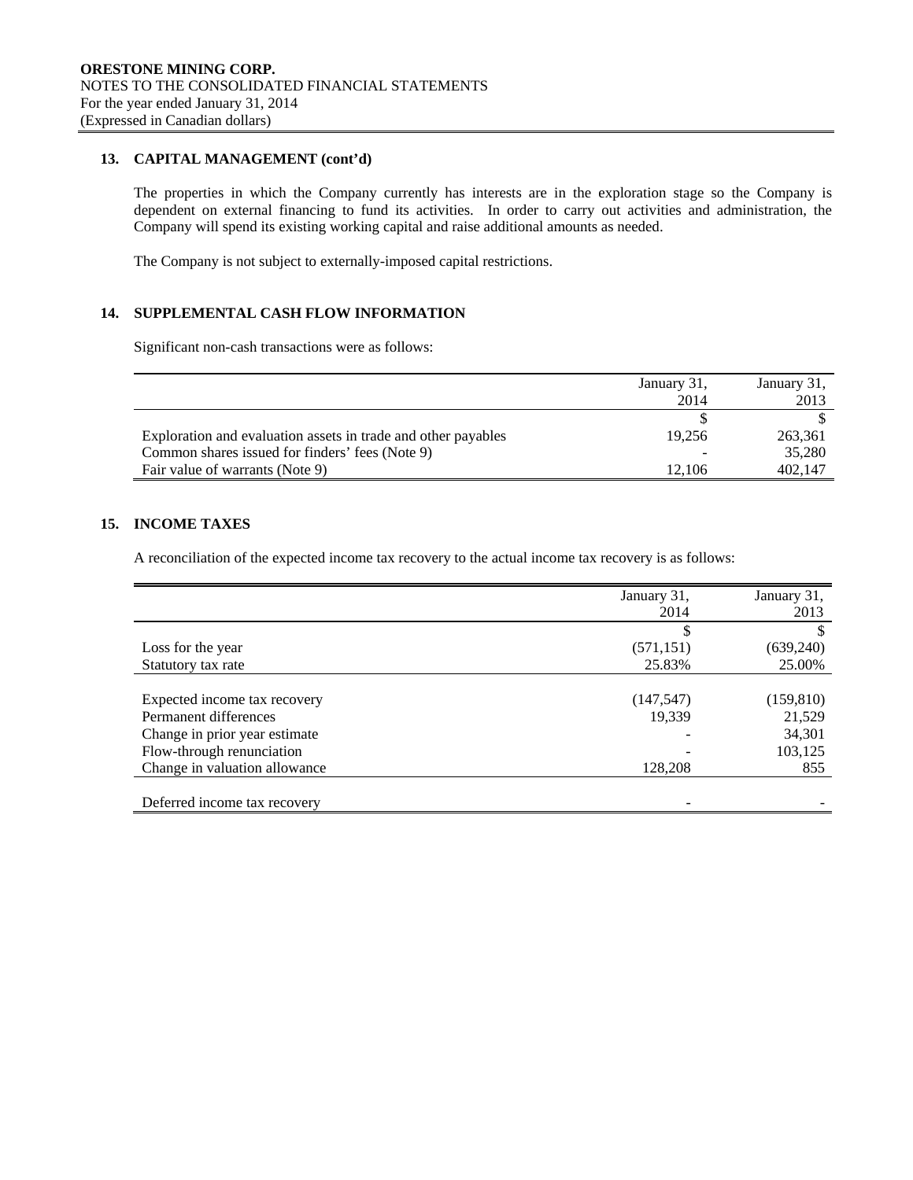## 13. CAPITAL MANAGEMENT (cont'd)

The properties in which the Company currently has interests are in the exploration stage so the Company is dependent on external financing to fund its activities. In order to carry out activities and administration, the Company will spend its existing working capital and raise additional amounts as needed.

The Company is not subject to externally-imposed capital restrictions.

## 14. SUPPLEMENTAL CASH FLOW INFORMATION

Significant non-cash transactions were as follows:

| | January 31, 2014 | January 31, 2013 |
|---|---|---|
| | $ | $ |
| Exploration and evaluation assets in trade and other payables | 19,256 | 263,361 |
| Common shares issued for finders' fees (Note 9) | - | 35,280 |
| Fair value of warrants (Note 9) | 12,106 | 402,147 |

## 15. INCOME TAXES

A reconciliation of the expected income tax recovery to the actual income tax recovery is as follows:

| | January 31, 2014 | January 31, 2013 |
|---|---|---|
| | $ | $ |
| Loss for the year | (571,151) | (639,240) |
| Statutory tax rate | 25.83% | 25.00% |
| | | |
| Expected income tax recovery | (147,547) | (159,810) |
| Permanent differences | 19,339 | 21,529 |
| Change in prior year estimate | - | 34,301 |
| Flow-through renunciation | - | 103,125 |
| Change in valuation allowance | 128,208 | 855 |
| | | |
| Deferred income tax recovery | - | - |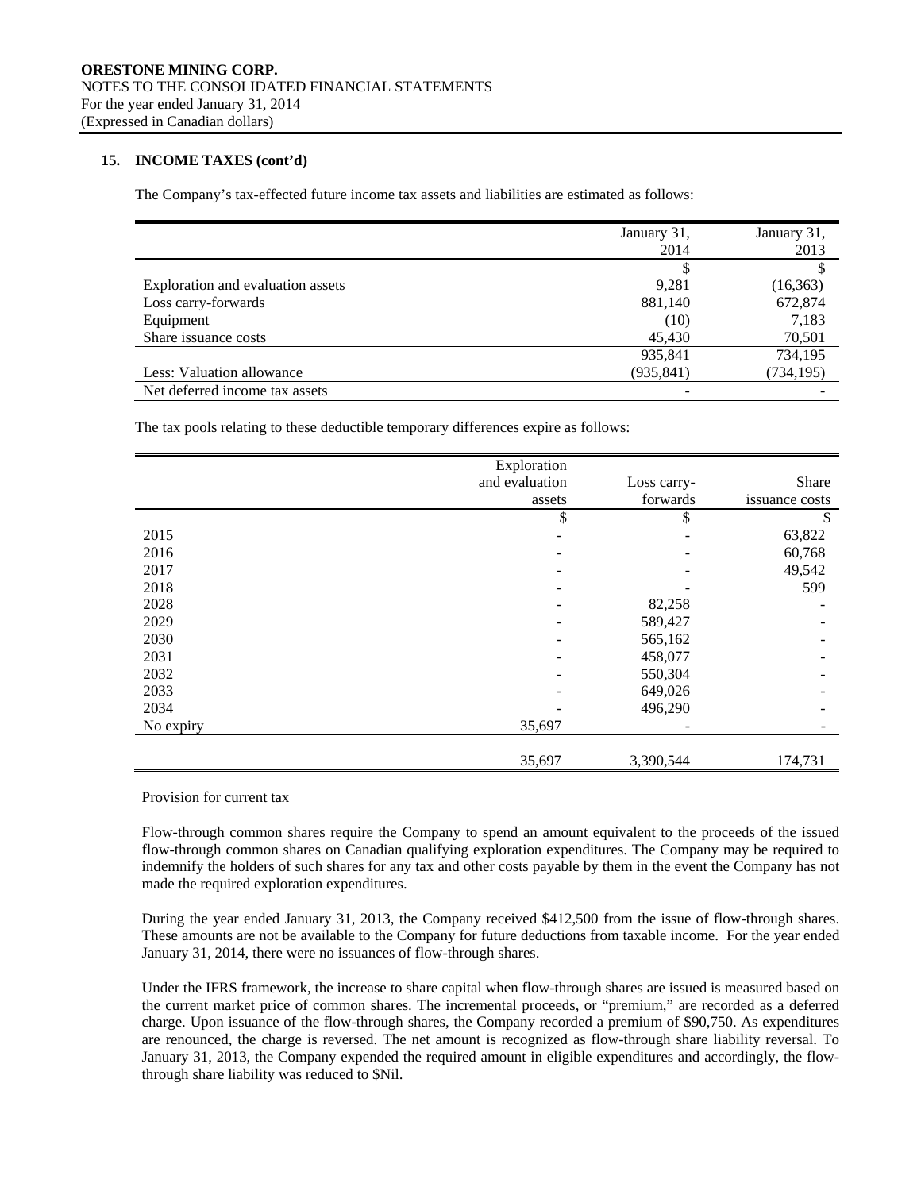**ORESTONE MINING CORP.**
NOTES TO THE CONSOLIDATED FINANCIAL STATEMENTS
For the year ended January 31, 2014
(Expressed in Canadian dollars)

## 15. INCOME TAXES (cont'd)

The Company's tax-effected future income tax assets and liabilities are estimated as follows:

| | January 31, 2014 | January 31, 2013 |
|---|---|---|
| | $ | $ |
| Exploration and evaluation assets | 9,281 | (16,363) |
| Loss carry-forwards | 881,140 | 672,874 |
| Equipment | (10) | 7,183 |
| Share issuance costs | 45,430 | 70,501 |
| | 935,841 | 734,195 |
| Less: Valuation allowance | (935,841) | (734,195) |
| Net deferred income tax assets | - | - |

The tax pools relating to these deductible temporary differences expire as follows:

| | Exploration and evaluation assets | Loss carry-forwards | Share issuance costs |
|---|---|---|---|
| | $ | $ | $ |
| 2015 | - | - | 63,822 |
| 2016 | - | - | 60,768 |
| 2017 | - | - | 49,542 |
| 2018 | - | - | 599 |
| 2028 | - | 82,258 | - |
| 2029 | - | 589,427 | - |
| 2030 | - | 565,162 | - |
| 2031 | - | 458,077 | - |
| 2032 | - | 550,304 | - |
| 2033 | - | 649,026 | - |
| 2034 | - | 496,290 | - |
| No expiry | 35,697 | - | - |
| | 35,697 | 3,390,544 | 174,731 |

Provision for current tax

Flow-through common shares require the Company to spend an amount equivalent to the proceeds of the issued flow-through common shares on Canadian qualifying exploration expenditures. The Company may be required to indemnify the holders of such shares for any tax and other costs payable by them in the event the Company has not made the required exploration expenditures.

During the year ended January 31, 2013, the Company received $412,500 from the issue of flow-through shares. These amounts are not be available to the Company for future deductions from taxable income. For the year ended January 31, 2014, there were no issuances of flow-through shares.

Under the IFRS framework, the increase to share capital when flow-through shares are issued is measured based on the current market price of common shares. The incremental proceeds, or "premium," are recorded as a deferred charge. Upon issuance of the flow-through shares, the Company recorded a premium of $90,750. As expenditures are renounced, the charge is reversed. The net amount is recognized as flow-through share liability reversal. To January 31, 2013, the Company expended the required amount in eligible expenditures and accordingly, the flow-through share liability was reduced to $Nil.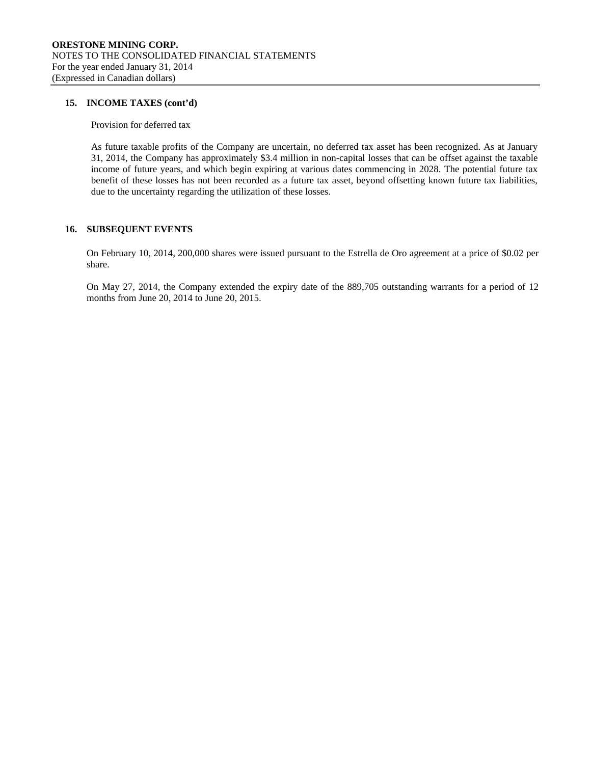## 15. INCOME TAXES (cont'd)

Provision for deferred tax

As future taxable profits of the Company are uncertain, no deferred tax asset has been recognized. As at January 31, 2014, the Company has approximately $3.4 million in non-capital losses that can be offset against the taxable income of future years, and which begin expiring at various dates commencing in 2028. The potential future tax benefit of these losses has not been recorded as a future tax asset, beyond offsetting known future tax liabilities, due to the uncertainty regarding the utilization of these losses.

## 16. SUBSEQUENT EVENTS

On February 10, 2014, 200,000 shares were issued pursuant to the Estrella de Oro agreement at a price of $0.02 per share.

On May 27, 2014, the Company extended the expiry date of the 889,705 outstanding warrants for a period of 12 months from June 20, 2014 to June 20, 2015.